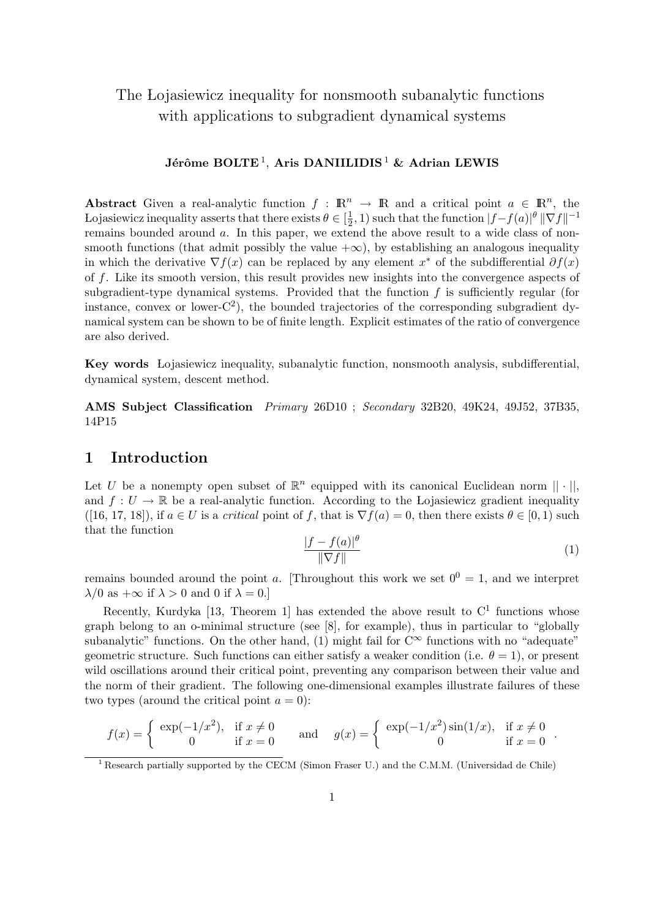# The Łojasiewicz inequality for nonsmooth subanalytic functions with applications to subgradient dynamical systems

**Jérôme BOLTE** [1], **Aris DANIILIDIS** [1] **& Adrian LEWIS**

**Abstract** Given a real-analytic function $f : \mathbb{R}^n \to \mathbb{R}$ and a critical point $a \in \mathbb{R}^n$, the Łojasiewicz inequality asserts that there exists $\theta \in [\frac{1}{2}, 1)$ such that the function $|f - f(a)|^\theta \, \|\nabla f\|^{-1}$ remains bounded around $a$. In this paper, we extend the above result to a wide class of nonsmooth functions (that admit possibly the value $+\infty$), by establishing an analogous inequality in which the derivative $\nabla f(x)$ can be replaced by any element $x^*$ of the subdifferential $\partial f(x)$ of $f$. Like its smooth version, this result provides new insights into the convergence aspects of subgradient-type dynamical systems. Provided that the function $f$ is sufficiently regular (for instance, convex or lower-C$^2$), the bounded trajectories of the corresponding subgradient dynamical system can be shown to be of finite length. Explicit estimates of the ratio of convergence are also derived.

**Key words** Łojasiewicz inequality, subanalytic function, nonsmooth analysis, subdifferential, dynamical system, descent method.

**AMS Subject Classification** *Primary* 26D10 ; *Secondary* 32B20, 49K24, 49J52, 37B35, 14P15

## 1 Introduction

Let $U$ be a nonempty open subset of $\mathbb{R}^n$ equipped with its canonical Euclidean norm $\|\cdot\|$, and $f : U \to \mathbb{R}$ be a real-analytic function. According to the Łojasiewicz gradient inequality ([16, 17, 18]), if $a \in U$ is a *critical* point of $f$, that is $\nabla f(a) = 0$, then there exists $\theta \in [0, 1)$ such that the function

$$\frac{|f - f(a)|^\theta}{\|\nabla f\|} \tag{1}$$

remains bounded around the point $a$. [Throughout this work we set $0^0 = 1$, and we interpret $\lambda/0$ as $+\infty$ if $\lambda > 0$ and $0$ if $\lambda = 0$.]

Recently, Kurdyka [13, Theorem 1] has extended the above result to C$^1$ functions whose graph belong to an o-minimal structure (see [8], for example), thus in particular to "globally subanalytic" functions. On the other hand, (1) might fail for C$^\infty$ functions with no "adequate" geometric structure. Such functions can either satisfy a weaker condition (i.e. $\theta = 1$), or present wild oscillations around their critical point, preventing any comparison between their value and the norm of their gradient. The following one-dimensional examples illustrate failures of these two types (around the critical point $a = 0$):

$$f(x) = \begin{cases} \exp(-1/x^2), & \text{if } x \neq 0 \\ 0 & \text{if } x = 0 \end{cases} \quad \text{and} \quad g(x) = \begin{cases} \exp(-1/x^2)\sin(1/x), & \text{if } x \neq 0 \\ 0 & \text{if } x = 0 \end{cases}.$$

[1] Research partially supported by the CECM (Simon Fraser U.) and the C.M.M. (Universidad de Chile)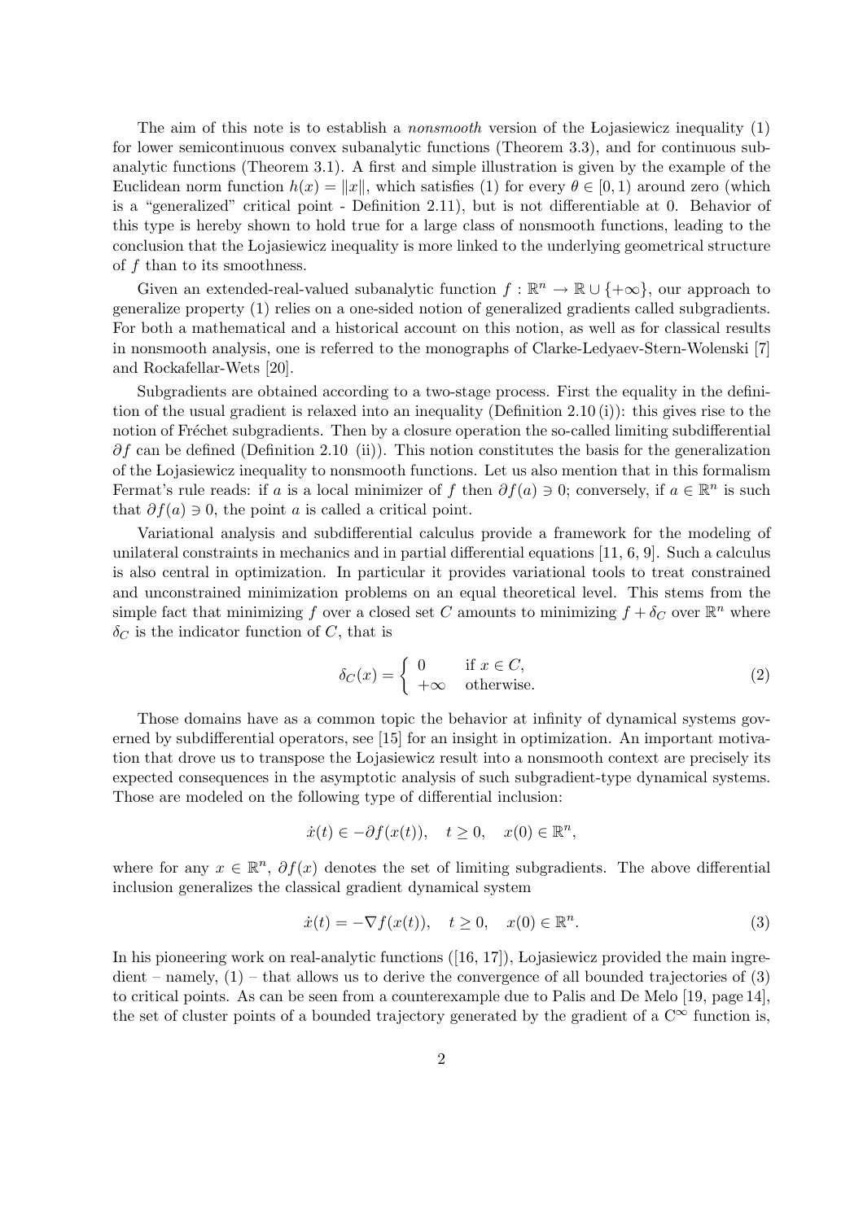The aim of this note is to establish a *nonsmooth* version of the Łojasiewicz inequality (1) for lower semicontinuous convex subanalytic functions (Theorem 3.3), and for continuous subanalytic functions (Theorem 3.1). A first and simple illustration is given by the example of the Euclidean norm function $h(x) = \|x\|$, which satisfies (1) for every $\theta \in [0, 1)$ around zero (which is a "generalized" critical point - Definition 2.11), but is not differentiable at 0. Behavior of this type is hereby shown to hold true for a large class of nonsmooth functions, leading to the conclusion that the Łojasiewicz inequality is more linked to the underlying geometrical structure of $f$ than to its smoothness.

Given an extended-real-valued subanalytic function $f : \mathbb{R}^n \to \mathbb{R} \cup \{+\infty\}$, our approach to generalize property (1) relies on a one-sided notion of generalized gradients called subgradients. For both a mathematical and a historical account on this notion, as well as for classical results in nonsmooth analysis, one is referred to the monographs of Clarke-Ledyaev-Stern-Wolenski [7] and Rockafellar-Wets [20].

Subgradients are obtained according to a two-stage process. First the equality in the definition of the usual gradient is relaxed into an inequality (Definition 2.10 (i)): this gives rise to the notion of Fréchet subgradients. Then by a closure operation the so-called limiting subdifferential $\partial f$ can be defined (Definition 2.10 (ii)). This notion constitutes the basis for the generalization of the Łojasiewicz inequality to nonsmooth functions. Let us also mention that in this formalism Fermat's rule reads: if $a$ is a local minimizer of $f$ then $\partial f(a) \ni 0$; conversely, if $a \in \mathbb{R}^n$ is such that $\partial f(a) \ni 0$, the point $a$ is called a critical point.

Variational analysis and subdifferential calculus provide a framework for the modeling of unilateral constraints in mechanics and in partial differential equations [11, 6, 9]. Such a calculus is also central in optimization. In particular it provides variational tools to treat constrained and unconstrained minimization problems on an equal theoretical level. This stems from the simple fact that minimizing $f$ over a closed set $C$ amounts to minimizing $f + \delta_C$ over $\mathbb{R}^n$ where $\delta_C$ is the indicator function of $C$, that is

$$\delta_C(x) = \begin{cases} 0 & \text{if } x \in C, \\ +\infty & \text{otherwise.} \end{cases} \tag{2}$$

Those domains have as a common topic the behavior at infinity of dynamical systems governed by subdifferential operators, see [15] for an insight in optimization. An important motivation that drove us to transpose the Łojasiewicz result into a nonsmooth context are precisely its expected consequences in the asymptotic analysis of such subgradient-type dynamical systems. Those are modeled on the following type of differential inclusion:

$$\dot{x}(t) \in -\partial f(x(t)), \quad t \geq 0, \quad x(0) \in \mathbb{R}^n,$$

where for any $x \in \mathbb{R}^n$, $\partial f(x)$ denotes the set of limiting subgradients. The above differential inclusion generalizes the classical gradient dynamical system

$$\dot{x}(t) = -\nabla f(x(t)), \quad t \geq 0, \quad x(0) \in \mathbb{R}^n. \tag{3}$$

In his pioneering work on real-analytic functions ([16, 17]), Łojasiewicz provided the main ingredient – namely, (1) – that allows us to derive the convergence of all bounded trajectories of (3) to critical points. As can be seen from a counterexample due to Palis and De Melo [19, page 14], the set of cluster points of a bounded trajectory generated by the gradient of a $C^\infty$ function is,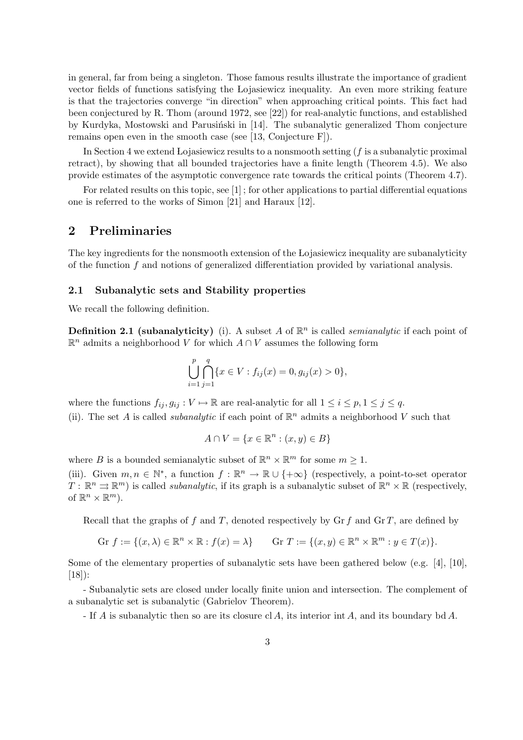in general, far from being a singleton. Those famous results illustrate the importance of gradient vector fields of functions satisfying the Łojasiewicz inequality. An even more striking feature is that the trajectories converge "in direction" when approaching critical points. This fact had been conjectured by R. Thom (around 1972, see [22]) for real-analytic functions, and established by Kurdyka, Mostowski and Parusiński in [14]. The subanalytic generalized Thom conjecture remains open even in the smooth case (see [13, Conjecture F]).

In Section 4 we extend Łojasiewicz results to a nonsmooth setting ($f$ is a subanalytic proximal retract), by showing that all bounded trajectories have a finite length (Theorem 4.5). We also provide estimates of the asymptotic convergence rate towards the critical points (Theorem 4.7).

For related results on this topic, see [1] ; for other applications to partial differential equations one is referred to the works of Simon [21] and Haraux [12].

## 2 Preliminaries

The key ingredients for the nonsmooth extension of the Łojasiewicz inequality are subanalyticity of the function $f$ and notions of generalized differentiation provided by variational analysis.

### 2.1 Subanalytic sets and Stability properties

We recall the following definition.

**Definition 2.1 (subanalyticity)** (i). A subset $A$ of $\mathbb{R}^n$ is called *semianalytic* if each point of $\mathbb{R}^n$ admits a neighborhood $V$ for which $A \cap V$ assumes the following form

$$\bigcup_{i=1}^{p} \bigcap_{j=1}^{q} \{x \in V : f_{ij}(x) = 0, g_{ij}(x) > 0\},$$

where the functions $f_{ij}, g_{ij} : V \mapsto \mathbb{R}$ are real-analytic for all $1 \leq i \leq p, 1 \leq j \leq q$.
(ii). The set $A$ is called *subanalytic* if each point of $\mathbb{R}^n$ admits a neighborhood $V$ such that

$$A \cap V = \{x \in \mathbb{R}^n : (x, y) \in B\}$$

where $B$ is a bounded semianalytic subset of $\mathbb{R}^n \times \mathbb{R}^m$ for some $m \geq 1$.
(iii). Given $m, n \in \mathbb{N}^*$, a function $f : \mathbb{R}^n \to \mathbb{R} \cup \{+\infty\}$ (respectively, a point-to-set operator $T : \mathbb{R}^n \rightrightarrows \mathbb{R}^m$) is called *subanalytic*, if its graph is a subanalytic subset of $\mathbb{R}^n \times \mathbb{R}$ (respectively, of $\mathbb{R}^n \times \mathbb{R}^m$).

Recall that the graphs of $f$ and $T$, denoted respectively by $\mathrm{Gr}\, f$ and $\mathrm{Gr}\, T$, are defined by

$$\mathrm{Gr}\ f := \{(x, \lambda) \in \mathbb{R}^n \times \mathbb{R} : f(x) = \lambda\} \qquad \mathrm{Gr}\ T := \{(x, y) \in \mathbb{R}^n \times \mathbb{R}^m : y \in T(x)\}.$$

Some of the elementary properties of subanalytic sets have been gathered below (e.g. [4], [10], [18]):

- Subanalytic sets are closed under locally finite union and intersection. The complement of a subanalytic set is subanalytic (Gabrielov Theorem).

- If $A$ is subanalytic then so are its closure $\mathrm{cl}\, A$, its interior $\mathrm{int}\, A$, and its boundary $\mathrm{bd}\, A$.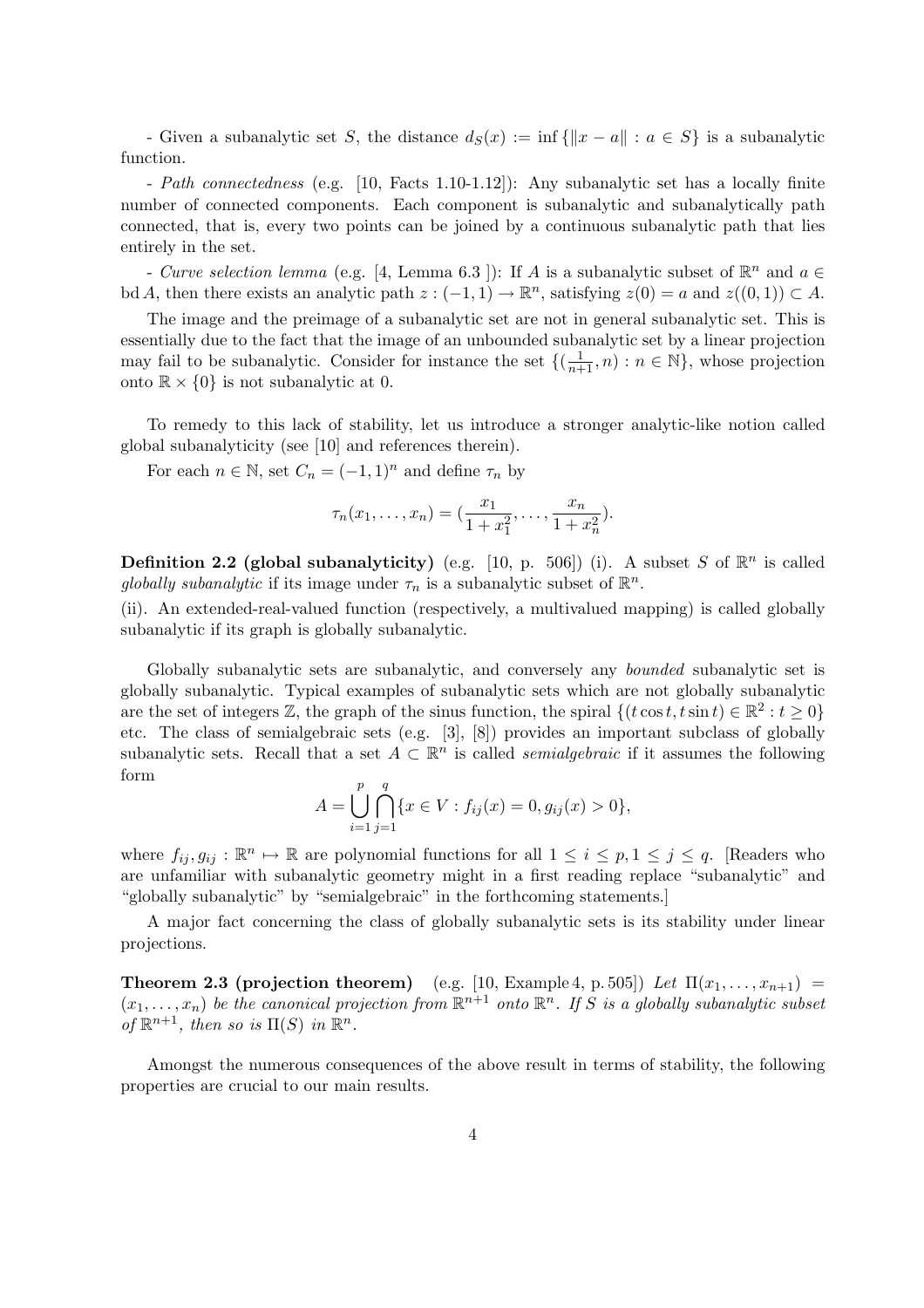- Given a subanalytic set $S$, the distance $d_S(x) := \inf\{\|x - a\| : a \in S\}$ is a subanalytic function.

- *Path connectedness* (e.g. [10, Facts 1.10-1.12]): Any subanalytic set has a locally finite number of connected components. Each component is subanalytic and subanalytically path connected, that is, every two points can be joined by a continuous subanalytic path that lies entirely in the set.

- *Curve selection lemma* (e.g. [4, Lemma 6.3 ]): If $A$ is a subanalytic subset of $\mathbb{R}^n$ and $a \in \operatorname{bd} A$, then there exists an analytic path $z : (-1, 1) \to \mathbb{R}^n$, satisfying $z(0) = a$ and $z((0, 1)) \subset A$.

The image and the preimage of a subanalytic set are not in general subanalytic set. This is essentially due to the fact that the image of an unbounded subanalytic set by a linear projection may fail to be subanalytic. Consider for instance the set $\{(\frac{1}{n+1}, n) : n \in \mathbb{N}\}$, whose projection onto $\mathbb{R} \times \{0\}$ is not subanalytic at 0.

To remedy to this lack of stability, let us introduce a stronger analytic-like notion called global subanalyticity (see [10] and references therein).

For each $n \in \mathbb{N}$, set $C_n = (-1, 1)^n$ and define $\tau_n$ by

$$\tau_n(x_1, \ldots, x_n) = (\frac{x_1}{1 + x_1^2}, \ldots, \frac{x_n}{1 + x_n^2}).$$

**Definition 2.2 (global subanalyticity)** (e.g. [10, p. 506]) (i). A subset $S$ of $\mathbb{R}^n$ is called *globally subanalytic* if its image under $\tau_n$ is a subanalytic subset of $\mathbb{R}^n$.
(ii). An extended-real-valued function (respectively, a multivalued mapping) is called globally subanalytic if its graph is globally subanalytic.

Globally subanalytic sets are subanalytic, and conversely any *bounded* subanalytic set is globally subanalytic. Typical examples of subanalytic sets which are not globally subanalytic are the set of integers $\mathbb{Z}$, the graph of the sinus function, the spiral $\{(t \cos t, t \sin t) \in \mathbb{R}^2 : t \geq 0\}$ etc. The class of semialgebraic sets (e.g. [3], [8]) provides an important subclass of globally subanalytic sets. Recall that a set $A \subset \mathbb{R}^n$ is called *semialgebraic* if it assumes the following form

$$A = \bigcup_{i=1}^{p} \bigcap_{j=1}^{q} \{x \in V : f_{ij}(x) = 0, g_{ij}(x) > 0\},$$

where $f_{ij}, g_{ij} : \mathbb{R}^n \mapsto \mathbb{R}$ are polynomial functions for all $1 \leq i \leq p, 1 \leq j \leq q$. [Readers who are unfamiliar with subanalytic geometry might in a first reading replace "subanalytic" and "globally subanalytic" by "semialgebraic" in the forthcoming statements.]

A major fact concerning the class of globally subanalytic sets is its stability under linear projections.

**Theorem 2.3 (projection theorem)** (e.g. [10, Example 4, p. 505]) *Let $\Pi(x_1, \ldots, x_{n+1}) = (x_1, \ldots, x_n)$ be the canonical projection from $\mathbb{R}^{n+1}$ onto $\mathbb{R}^n$. If $S$ is a globally subanalytic subset of $\mathbb{R}^{n+1}$, then so is $\Pi(S)$ in $\mathbb{R}^n$.*

Amongst the numerous consequences of the above result in terms of stability, the following properties are crucial to our main results.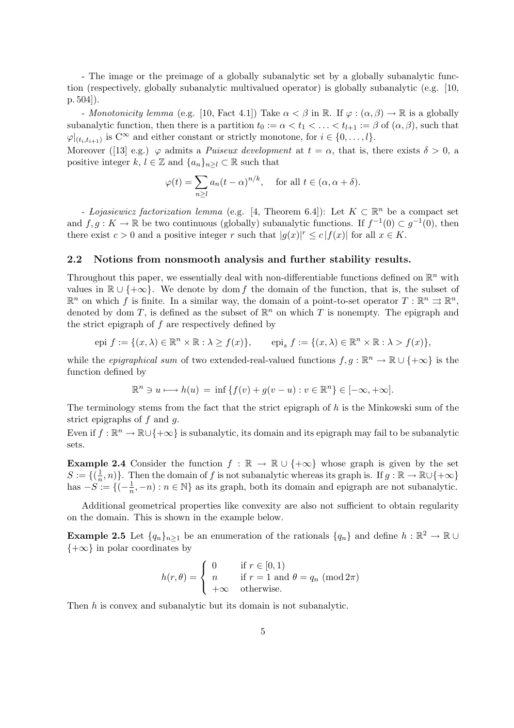- The image or the preimage of a globally subanalytic set by a globally subanalytic function (respectively, globally subanalytic multivalued operator) is globally subanalytic (e.g. [10, p. 504]).

- *Monotonicity lemma* (e.g. [10, Fact 4.1]) Take $\alpha < \beta$ in $\mathbb{R}$. If $\varphi : (\alpha, \beta) \to \mathbb{R}$ is a globally subanalytic function, then there is a partition $t_0 := \alpha < t_1 < \ldots < t_{l+1} := \beta$ of $(\alpha, \beta)$, such that $\varphi|_{(t_i, t_{i+1})}$ is $C^\infty$ and either constant or strictly monotone, for $i \in \{0, \ldots, l\}$.
Moreover ([13] e.g.) $\varphi$ admits a *Puiseux development* at $t = \alpha$, that is, there exists $\delta > 0$, a positive integer $k$, $l \in \mathbb{Z}$ and $\{a_n\}_{n \geq l} \subset \mathbb{R}$ such that

$$\varphi(t) = \sum_{n \geq l} a_n (t - \alpha)^{n/k}, \quad \text{for all } t \in (\alpha, \alpha + \delta).$$

- *Lojasiewicz factorization lemma* (e.g. [4, Theorem 6.4]): Let $K \subset \mathbb{R}^n$ be a compact set and $f, g : K \to \mathbb{R}$ be two continuous (globally) subanalytic functions. If $f^{-1}(0) \subset g^{-1}(0)$, then there exist $c > 0$ and a positive integer $r$ such that $|g(x)|^r \leq c\,|f(x)|$ for all $x \in K$.

### 2.2 Notions from nonsmooth analysis and further stability results.

Throughout this paper, we essentially deal with non-differentiable functions defined on $\mathbb{R}^n$ with values in $\mathbb{R} \cup \{+\infty\}$. We denote by $\operatorname{dom} f$ the domain of the function, that is, the subset of $\mathbb{R}^n$ on which $f$ is finite. In a similar way, the domain of a point-to-set operator $T : \mathbb{R}^n \rightrightarrows \mathbb{R}^n$, denoted by $\operatorname{dom} T$, is defined as the subset of $\mathbb{R}^n$ on which $T$ is nonempty. The epigraph and the strict epigraph of $f$ are respectively defined by

$$\text{epi } f := \{(x, \lambda) \in \mathbb{R}^n \times \mathbb{R} : \lambda \geq f(x)\}, \qquad \text{epi}_s\, f := \{(x, \lambda) \in \mathbb{R}^n \times \mathbb{R} : \lambda > f(x)\},$$

while the *epigraphical sum* of two extended-real-valued functions $f, g : \mathbb{R}^n \to \mathbb{R} \cup \{+\infty\}$ is the function defined by

$$\mathbb{R}^n \ni u \longmapsto h(u) \,=\, \inf\{f(v) + g(v - u) : v \in \mathbb{R}^n\} \in [-\infty, +\infty].$$

The terminology stems from the fact that the strict epigraph of $h$ is the Minkowski sum of the strict epigraphs of $f$ and $g$.
Even if $f : \mathbb{R}^n \to \mathbb{R} \cup \{+\infty\}$ is subanalytic, its domain and its epigraph may fail to be subanalytic sets.

**Example 2.4** Consider the function $f : \mathbb{R} \to \mathbb{R} \cup \{+\infty\}$ whose graph is given by the set $S := \{(\frac{1}{n}, n)\}$. Then the domain of $f$ is not subanalytic whereas its graph is. If $g : \mathbb{R} \to \mathbb{R} \cup \{+\infty\}$ has $-S := \{(-\frac{1}{n}, -n) : n \in \mathbb{N}\}$ as its graph, both its domain and epigraph are not subanalytic.

Additional geometrical properties like convexity are also not sufficient to obtain regularity on the domain. This is shown in the example below.

**Example 2.5** Let $\{q_n\}_{n \geq 1}$ be an enumeration of the rationals $\{q_n\}$ and define $h : \mathbb{R}^2 \to \mathbb{R} \cup \{+\infty\}$ in polar coordinates by

$$h(r, \theta) = \begin{cases} 0 & \text{if } r \in [0, 1) \\ n & \text{if } r = 1 \text{ and } \theta = q_n \ (\operatorname{mod} 2\pi) \\ +\infty & \text{otherwise.} \end{cases}$$

Then $h$ is convex and subanalytic but its domain is not subanalytic.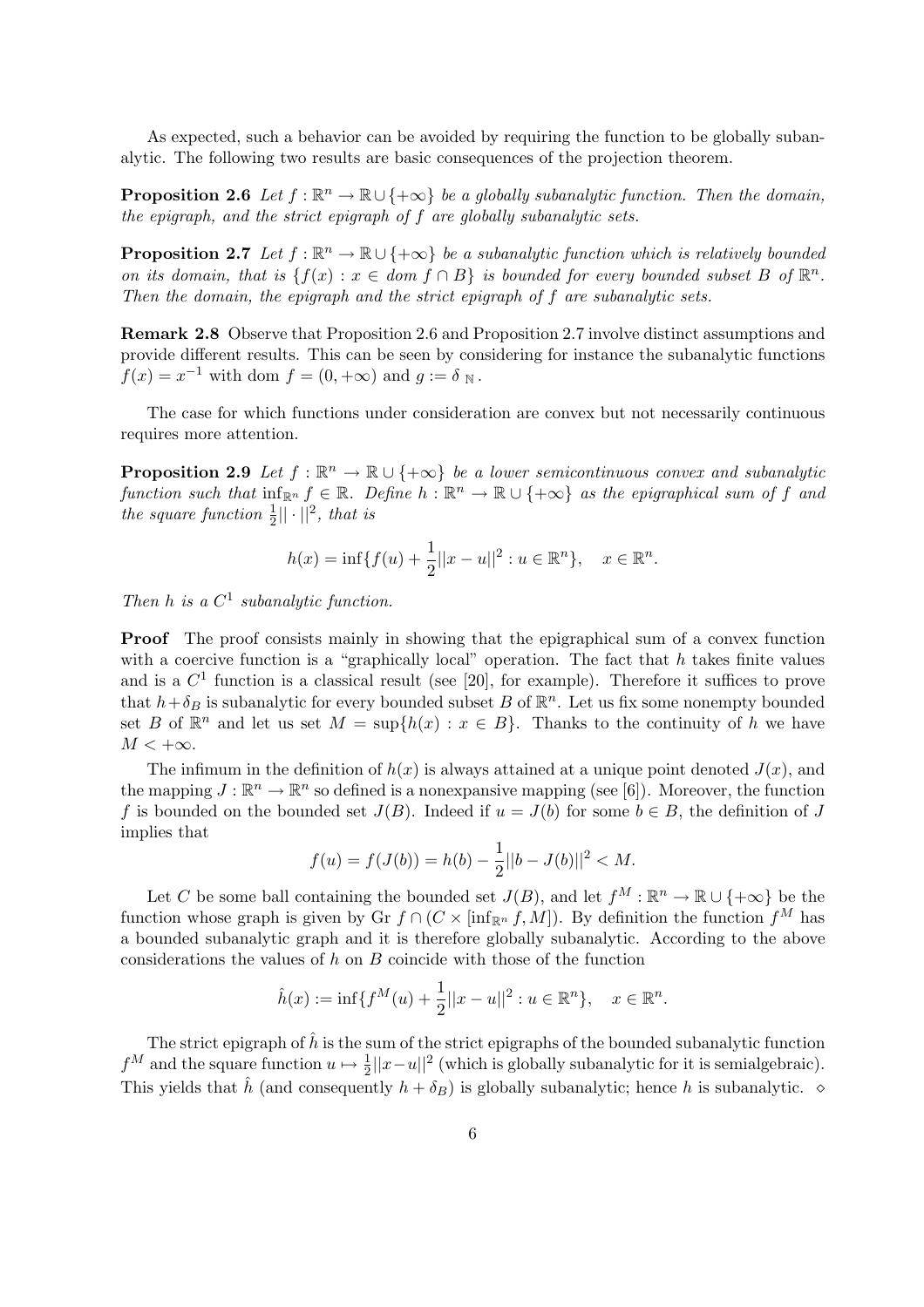As expected, such a behavior can be avoided by requiring the function to be globally subanalytic. The following two results are basic consequences of the projection theorem.

**Proposition 2.6** *Let $f : \mathbb{R}^n \to \mathbb{R} \cup \{+\infty\}$ be a globally subanalytic function. Then the domain, the epigraph, and the strict epigraph of $f$ are globally subanalytic sets.*

**Proposition 2.7** *Let $f : \mathbb{R}^n \to \mathbb{R} \cup \{+\infty\}$ be a subanalytic function which is relatively bounded on its domain, that is $\{f(x) : x \in \text{dom } f \cap B\}$ is bounded for every bounded subset $B$ of $\mathbb{R}^n$. Then the domain, the epigraph and the strict epigraph of $f$ are subanalytic sets.*

**Remark 2.8** Observe that Proposition 2.6 and Proposition 2.7 involve distinct assumptions and provide different results. This can be seen by considering for instance the subanalytic functions $f(x) = x^{-1}$ with dom $f = (0, +\infty)$ and $g := \delta_{\,\mathbb{N}}$.

The case for which functions under consideration are convex but not necessarily continuous requires more attention.

**Proposition 2.9** *Let $f : \mathbb{R}^n \to \mathbb{R} \cup \{+\infty\}$ be a lower semicontinuous convex and subanalytic function such that $\inf_{\mathbb{R}^n} f \in \mathbb{R}$. Define $h : \mathbb{R}^n \to \mathbb{R} \cup \{+\infty\}$ as the epigraphical sum of $f$ and the square function $\frac{1}{2}|| \cdot ||^2$, that is*

$$h(x) = \inf\{f(u) + \frac{1}{2}||x - u||^2 : u \in \mathbb{R}^n\}, \quad x \in \mathbb{R}^n.$$

*Then $h$ is a $C^1$ subanalytic function.*

**Proof** The proof consists mainly in showing that the epigraphical sum of a convex function with a coercive function is a "graphically local" operation. The fact that $h$ takes finite values and is a $C^1$ function is a classical result (see [20], for example). Therefore it suffices to prove that $h + \delta_B$ is subanalytic for every bounded subset $B$ of $\mathbb{R}^n$. Let us fix some nonempty bounded set $B$ of $\mathbb{R}^n$ and let us set $M = \sup\{h(x) : x \in B\}$. Thanks to the continuity of $h$ we have $M < +\infty$.

The infimum in the definition of $h(x)$ is always attained at a unique point denoted $J(x)$, and the mapping $J : \mathbb{R}^n \to \mathbb{R}^n$ so defined is a nonexpansive mapping (see [6]). Moreover, the function $f$ is bounded on the bounded set $J(B)$. Indeed if $u = J(b)$ for some $b \in B$, the definition of $J$ implies that

$$f(u) = f(J(b)) = h(b) - \frac{1}{2}||b - J(b)||^2 < M.$$

Let $C$ be some ball containing the bounded set $J(B)$, and let $f^M : \mathbb{R}^n \to \mathbb{R} \cup \{+\infty\}$ be the function whose graph is given by Gr $f \cap (C \times [\inf_{\mathbb{R}^n} f, M])$. By definition the function $f^M$ has a bounded subanalytic graph and it is therefore globally subanalytic. According to the above considerations the values of $h$ on $B$ coincide with those of the function

$$\hat{h}(x) := \inf\{f^M(u) + \frac{1}{2}||x - u||^2 : u \in \mathbb{R}^n\}, \quad x \in \mathbb{R}^n.$$

The strict epigraph of $\hat{h}$ is the sum of the strict epigraphs of the bounded subanalytic function $f^M$ and the square function $u \mapsto \frac{1}{2}||x - u||^2$ (which is globally subanalytic for it is semialgebraic). This yields that $\hat{h}$ (and consequently $h + \delta_B$) is globally subanalytic; hence $h$ is subanalytic. $\diamond$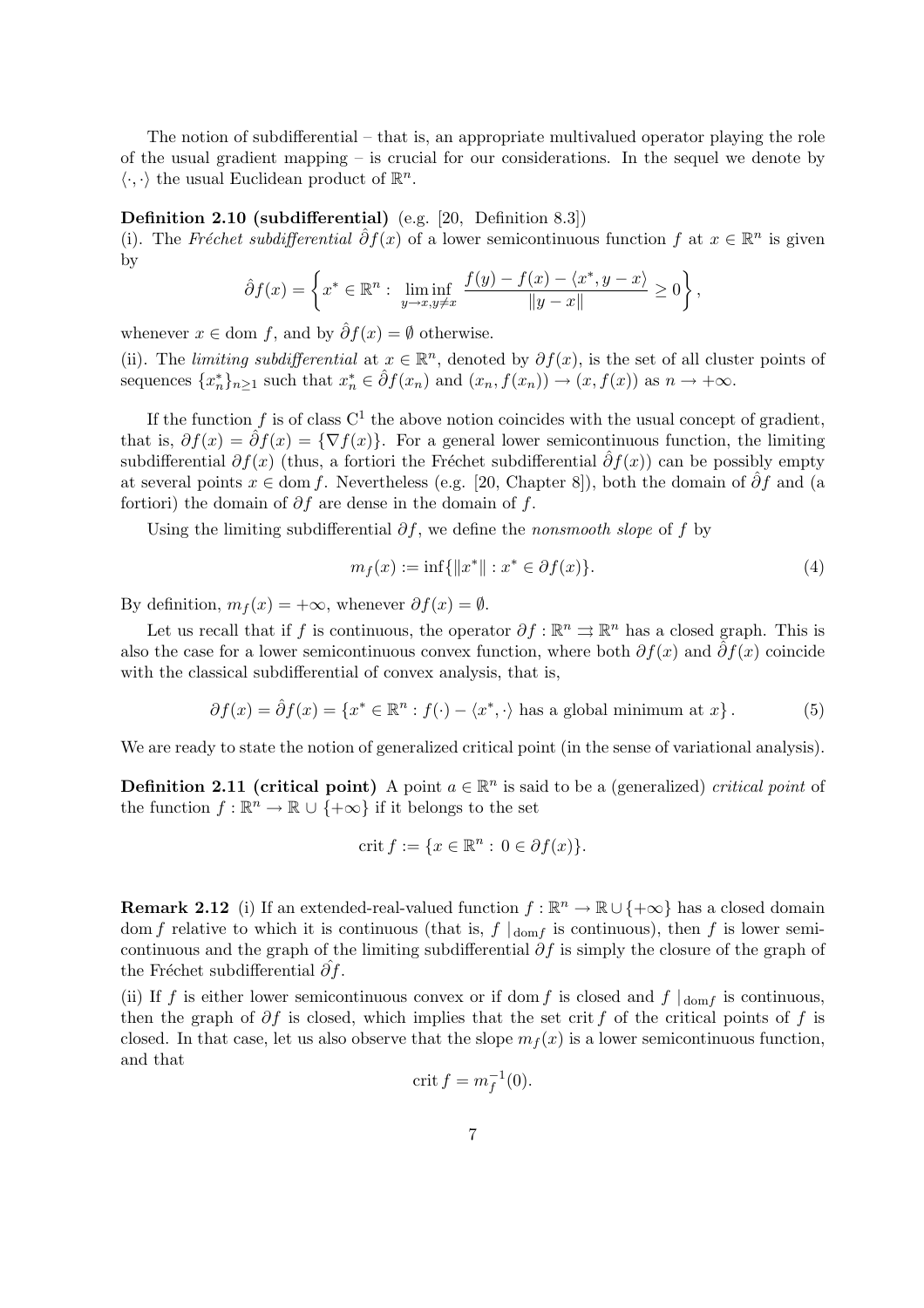The notion of subdifferential – that is, an appropriate multivalued operator playing the role of the usual gradient mapping – is crucial for our considerations. In the sequel we denote by $\langle \cdot, \cdot \rangle$ the usual Euclidean product of $\mathbb{R}^n$.

**Definition 2.10 (subdifferential)** (e.g. [20, Definition 8.3])

(i). The *Fréchet subdifferential* $\hat{\partial} f(x)$ of a lower semicontinuous function $f$ at $x \in \mathbb{R}^n$ is given by

$$\hat{\partial} f(x) = \left\{ x^* \in \mathbb{R}^n : \liminf_{y \to x, y \neq x} \frac{f(y) - f(x) - \langle x^*, y - x \rangle}{\|y - x\|} \geq 0 \right\},$$

whenever $x \in \operatorname{dom} f$, and by $\hat{\partial} f(x) = \emptyset$ otherwise.

(ii). The *limiting subdifferential* at $x \in \mathbb{R}^n$, denoted by $\partial f(x)$, is the set of all cluster points of sequences $\{x_n^*\}_{n \geq 1}$ such that $x_n^* \in \hat{\partial} f(x_n)$ and $(x_n, f(x_n)) \to (x, f(x))$ as $n \to +\infty$.

If the function $f$ is of class $\mathrm{C}^1$ the above notion coincides with the usual concept of gradient, that is, $\partial f(x) = \hat{\partial} f(x) = \{\nabla f(x)\}$. For a general lower semicontinuous function, the limiting subdifferential $\partial f(x)$ (thus, a fortiori the Fréchet subdifferential $\hat{\partial} f(x)$) can be possibly empty at several points $x \in \operatorname{dom} f$. Nevertheless (e.g. [20, Chapter 8]), both the domain of $\hat{\partial} f$ and (a fortiori) the domain of $\partial f$ are dense in the domain of $f$.

Using the limiting subdifferential $\partial f$, we define the *nonsmooth slope* of $f$ by

$$m_f(x) := \inf\{\|x^*\| : x^* \in \partial f(x)\}. \tag{4}$$

By definition, $m_f(x) = +\infty$, whenever $\partial f(x) = \emptyset$.

Let us recall that if $f$ is continuous, the operator $\partial f : \mathbb{R}^n \rightrightarrows \mathbb{R}^n$ has a closed graph. This is also the case for a lower semicontinuous convex function, where both $\partial f(x)$ and $\hat{\partial} f(x)$ coincide with the classical subdifferential of convex analysis, that is,

$$\partial f(x) = \hat{\partial} f(x) = \{x^* \in \mathbb{R}^n : f(\cdot) - \langle x^*, \cdot \rangle \text{ has a global minimum at } x\}. \tag{5}$$

We are ready to state the notion of generalized critical point (in the sense of variational analysis).

**Definition 2.11 (critical point)** A point $a \in \mathbb{R}^n$ is said to be a (generalized) *critical point* of the function $f : \mathbb{R}^n \to \mathbb{R} \cup \{+\infty\}$ if it belongs to the set

$$\operatorname{crit} f := \{x \in \mathbb{R}^n : 0 \in \partial f(x)\}.$$

**Remark 2.12** (i) If an extended-real-valued function $f : \mathbb{R}^n \to \mathbb{R} \cup \{+\infty\}$ has a closed domain $\operatorname{dom} f$ relative to which it is continuous (that is, $f\mid_{\operatorname{dom} f}$ is continuous), then $f$ is lower semicontinuous and the graph of the limiting subdifferential $\partial f$ is simply the closure of the graph of the Fréchet subdifferential $\hat{\partial} f$.

(ii) If $f$ is either lower semicontinuous convex or if $\operatorname{dom} f$ is closed and $f\mid_{\operatorname{dom} f}$ is continuous, then the graph of $\partial f$ is closed, which implies that the set $\operatorname{crit} f$ of the critical points of $f$ is closed. In that case, let us also observe that the slope $m_f(x)$ is a lower semicontinuous function, and that

$$\operatorname{crit} f = m_f^{-1}(0).$$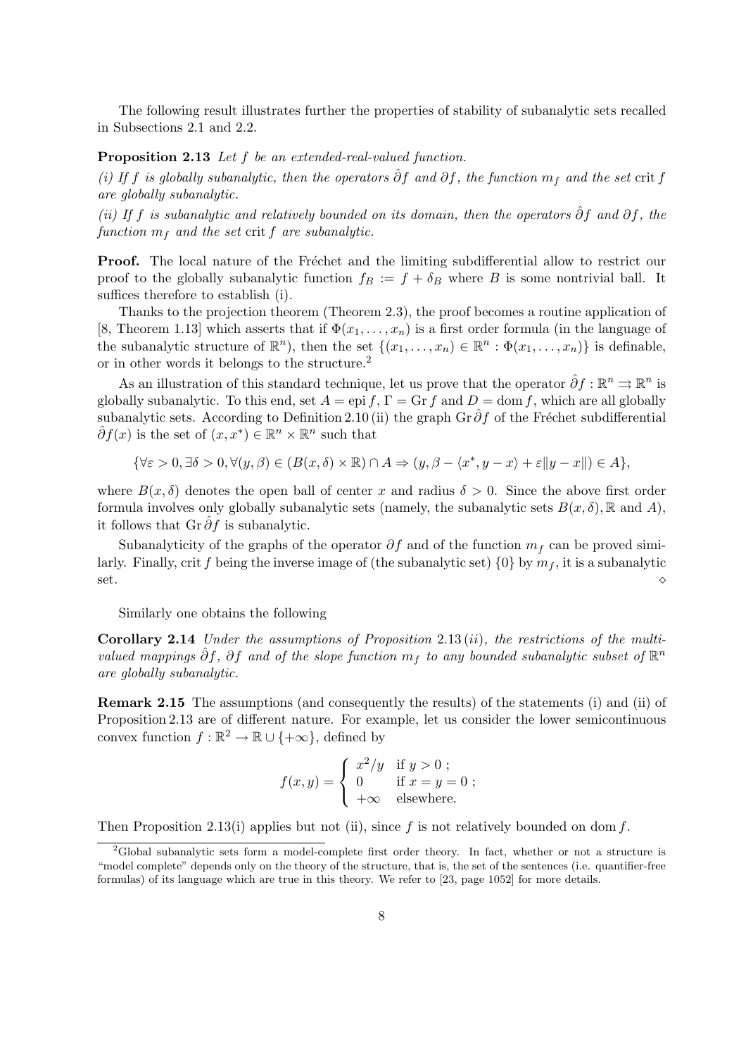The following result illustrates further the properties of stability of subanalytic sets recalled in Subsections 2.1 and 2.2.

**Proposition 2.13** *Let $f$ be an extended-real-valued function.*

*(i) If $f$ is globally subanalytic, then the operators $\hat{\partial} f$ and $\partial f$, the function $m_f$ and the set* crit $f$ *are globally subanalytic.*

*(ii) If $f$ is subanalytic and relatively bounded on its domain, then the operators $\hat{\partial} f$ and $\partial f$, the function $m_f$ and the set* crit $f$ *are subanalytic.*

**Proof.** The local nature of the Fréchet and the limiting subdifferential allow to restrict our proof to the globally subanalytic function $f_B := f + \delta_B$ where $B$ is some nontrivial ball. It suffices therefore to establish (i).

Thanks to the projection theorem (Theorem 2.3), the proof becomes a routine application of [8, Theorem 1.13] which asserts that if $\Phi(x_1, \ldots, x_n)$ is a first order formula (in the language of the subanalytic structure of $\mathbb{R}^n$), then the set $\{(x_1, \ldots, x_n) \in \mathbb{R}^n : \Phi(x_1, \ldots, x_n)\}$ is definable, or in other words it belongs to the structure.[2]

As an illustration of this standard technique, let us prove that the operator $\hat{\partial} f : \mathbb{R}^n \rightrightarrows \mathbb{R}^n$ is globally subanalytic. To this end, set $A = \operatorname{epi} f$, $\Gamma = \operatorname{Gr} f$ and $D = \operatorname{dom} f$, which are all globally subanalytic sets. According to Definition 2.10 (ii) the graph $\operatorname{Gr} \hat{\partial} f$ of the Fréchet subdifferential $\hat{\partial} f(x)$ is the set of $(x, x^*) \in \mathbb{R}^n \times \mathbb{R}^n$ such that

$$\{\forall \varepsilon > 0, \exists \delta > 0, \forall (y, \beta) \in (B(x, \delta) \times \mathbb{R}) \cap A \Rightarrow (y, \beta - \langle x^*, y - x \rangle + \varepsilon \|y - x\|) \in A\},$$

where $B(x, \delta)$ denotes the open ball of center $x$ and radius $\delta > 0$. Since the above first order formula involves only globally subanalytic sets (namely, the subanalytic sets $B(x, \delta)$, $\mathbb{R}$ and $A$), it follows that $\operatorname{Gr} \hat{\partial} f$ is subanalytic.

Subanalyticity of the graphs of the operator $\partial f$ and of the function $m_f$ can be proved similarly. Finally, crit $f$ being the inverse image of (the subanalytic set) $\{0\}$ by $m_f$, it is a subanalytic set. $\diamond$

Similarly one obtains the following

**Corollary 2.14** *Under the assumptions of Proposition 2.13 (ii), the restrictions of the multivalued mappings $\hat{\partial} f$, $\partial f$ and of the slope function $m_f$ to any bounded subanalytic subset of $\mathbb{R}^n$ are globally subanalytic.*

**Remark 2.15** The assumptions (and consequently the results) of the statements (i) and (ii) of Proposition 2.13 are of different nature. For example, let us consider the lower semicontinuous convex function $f : \mathbb{R}^2 \to \mathbb{R} \cup \{+\infty\}$, defined by

$$f(x, y) = \begin{cases} x^2/y & \text{if } y > 0 \; ; \\ 0 & \text{if } x = y = 0 \; ; \\ +\infty & \text{elsewhere.} \end{cases}$$

Then Proposition 2.13(i) applies but not (ii), since $f$ is not relatively bounded on dom $f$.

---

[2] Global subanalytic sets form a model-complete first order theory. In fact, whether or not a structure is "model complete" depends only on the theory of the structure, that is, the set of the sentences (i.e. quantifier-free formulas) of its language which are true in this theory. We refer to [23, page 1052] for more details.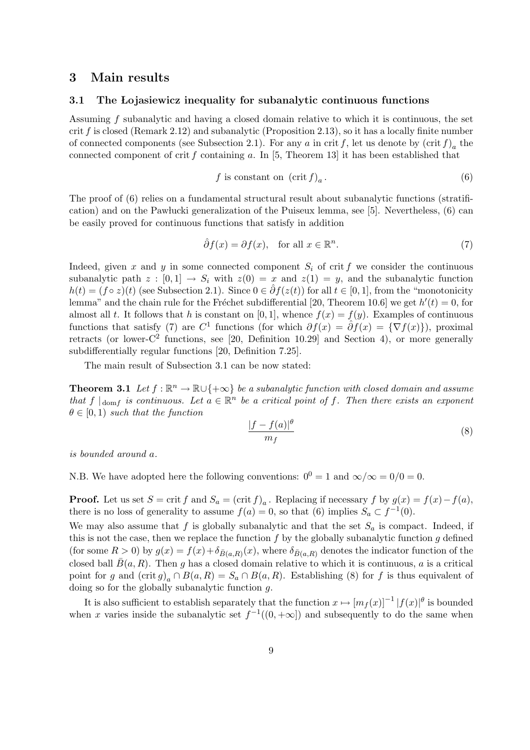## 3 Main results

### 3.1 The Łojasiewicz inequality for subanalytic continuous functions

Assuming $f$ subanalytic and having a closed domain relative to which it is continuous, the set $\operatorname{crit} f$ is closed (Remark 2.12) and subanalytic (Proposition 2.13), so it has a locally finite number of connected components (see Subsection 2.1). For any $a$ in $\operatorname{crit} f$, let us denote by $(\operatorname{crit} f)_a$ the connected component of $\operatorname{crit} f$ containing $a$. In [5, Theorem 13] it has been established that

$$f \text{ is constant on } (\operatorname{crit} f)_a. \tag{6}$$

The proof of (6) relies on a fundamental structural result about subanalytic functions (stratification) and on the Pawłucki generalization of the Puiseux lemma, see [5]. Nevertheless, (6) can be easily proved for continuous functions that satisfy in addition

$$\hat{\partial} f(x) = \partial f(x), \quad \text{for all } x \in \mathbb{R}^n. \tag{7}$$

Indeed, given $x$ and $y$ in some connected component $S_i$ of $\operatorname{crit} f$ we consider the continuous subanalytic path $z : [0,1] \to S_i$ with $z(0) = x$ and $z(1) = y$, and the subanalytic function $h(t) = (f \circ z)(t)$ (see Subsection 2.1). Since $0 \in \hat{\partial} f(z(t))$ for all $t \in [0,1]$, from the "monotonicity lemma" and the chain rule for the Fréchet subdifferential [20, Theorem 10.6] we get $h'(t) = 0$, for almost all $t$. It follows that $h$ is constant on $[0,1]$, whence $f(x) = f(y)$. Examples of continuous functions that satisfy (7) are $C^1$ functions (for which $\partial f(x) = \hat{\partial} f(x) = \{\nabla f(x)\}$), proximal retracts (or lower-$C^2$ functions, see [20, Definition 10.29] and Section 4), or more generally subdifferentially regular functions [20, Definition 7.25].

The main result of Subsection 3.1 can be now stated:

**Theorem 3.1** *Let $f : \mathbb{R}^n \to \mathbb{R} \cup \{+\infty\}$ be a subanalytic function with closed domain and assume that $f\mid_{\operatorname{dom} f}$ is continuous. Let $a \in \mathbb{R}^n$ be a critical point of $f$. Then there exists an exponent $\theta \in [0,1)$ such that the function*

$$\frac{|f - f(a)|^{\theta}}{m_f} \tag{8}$$

*is bounded around $a$.*

N.B. We have adopted here the following conventions: $0^0 = 1$ and $\infty/\infty = 0/0 = 0$.

**Proof.** Let us set $S = \operatorname{crit} f$ and $S_a = (\operatorname{crit} f)_a$. Replacing if necessary $f$ by $g(x) = f(x) - f(a)$, there is no loss of generality to assume $f(a) = 0$, so that (6) implies $S_a \subset f^{-1}(0)$.
We may also assume that $f$ is globally subanalytic and that the set $S_a$ is compact. Indeed, if this is not the case, then we replace the function $f$ by the globally subanalytic function $g$ defined (for some $R > 0$) by $g(x) = f(x) + \delta_{\bar{B}(a,R)}(x)$, where $\delta_{\bar{B}(a,R)}$ denotes the indicator function of the closed ball $\bar{B}(a,R)$. Then $g$ has a closed domain relative to which it is continuous, $a$ is a critical point for $g$ and $(\operatorname{crit} g)_a \cap B(a,R) = S_a \cap B(a,R)$. Establishing (8) for $f$ is thus equivalent of doing so for the globally subanalytic function $g$.

It is also sufficient to establish separately that the function $x \mapsto [m_f(x)]^{-1} |f(x)|^{\theta}$ is bounded when $x$ varies inside the subanalytic set $f^{-1}((0,+\infty])$ and subsequently to do the same when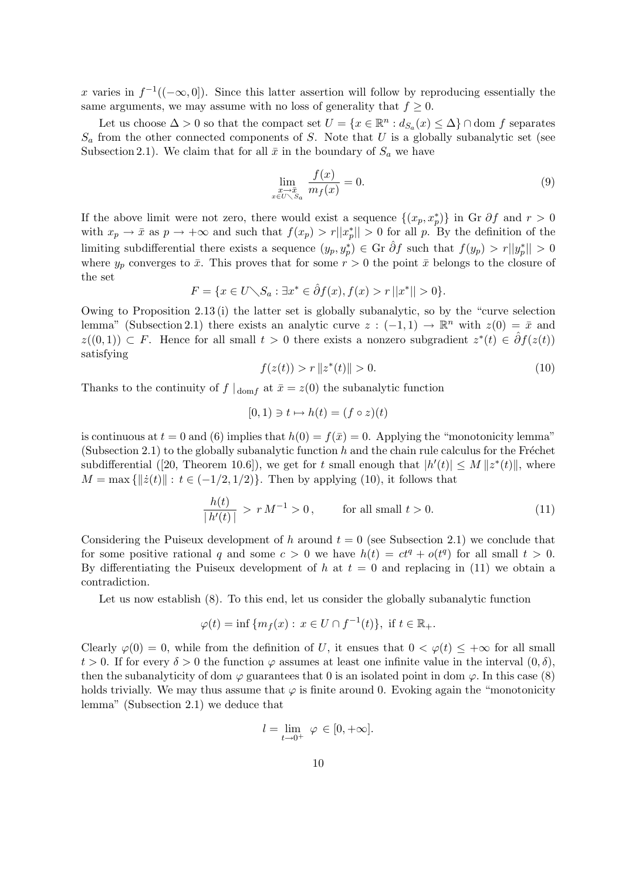$x$ varies in $f^{-1}((-\infty, 0])$. Since this latter assertion will follow by reproducing essentially the same arguments, we may assume with no loss of generality that $f \geq 0$.

Let us choose $\Delta > 0$ so that the compact set $U = \{x \in \mathbb{R}^n : d_{S_a}(x) \leq \Delta\} \cap \operatorname{dom} f$ separates $S_a$ from the other connected components of $S$. Note that $U$ is a globally subanalytic set (see Subsection 2.1). We claim that for all $\bar{x}$ in the boundary of $S_a$ we have

$$\lim_{\substack{x \to \bar{x} \\ x \in U \setminus S_a}} \frac{f(x)}{m_f(x)} = 0. \tag{9}$$

If the above limit were not zero, there would exist a sequence $\{(x_p, x_p^*)\}$ in $\operatorname{Gr} \partial f$ and $r > 0$ with $x_p \to \bar{x}$ as $p \to +\infty$ and such that $f(x_p) > r||x_p^*|| > 0$ for all $p$. By the definition of the limiting subdifferential there exists a sequence $(y_p, y_p^*) \in \operatorname{Gr} \hat{\partial} f$ such that $f(y_p) > r||y_p^*|| > 0$ where $y_p$ converges to $\bar{x}$. This proves that for some $r > 0$ the point $\bar{x}$ belongs to the closure of the set

$$F = \{x \in U \setminus S_a : \exists x^* \in \hat{\partial} f(x), f(x) > r\,||x^*|| > 0\}.$$

Owing to Proposition 2.13 (i) the latter set is globally subanalytic, so by the "curve selection lemma" (Subsection 2.1) there exists an analytic curve $z : (-1, 1) \to \mathbb{R}^n$ with $z(0) = \bar{x}$ and $z((0, 1)) \subset F$. Hence for all small $t > 0$ there exists a nonzero subgradient $z^*(t) \in \hat{\partial} f(z(t))$ satisfying

$$f(z(t)) > r\,\|z^*(t)\| > 0. \tag{10}$$

Thanks to the continuity of $f\,|_{\operatorname{dom} f}$ at $\bar{x} = z(0)$ the subanalytic function

$$[0, 1) \ni t \mapsto h(t) = (f \circ z)(t)$$

is continuous at $t = 0$ and (6) implies that $h(0) = f(\bar{x}) = 0$. Applying the "monotonicity lemma" (Subsection 2.1) to the globally subanalytic function $h$ and the chain rule calculus for the Fréchet subdifferential ([20, Theorem 10.6]), we get for $t$ small enough that $|h'(t)| \leq M\,\|z^*(t)\|$, where $M = \max\{\|\dot{z}(t)\| : t \in (-1/2, 1/2)\}$. Then by applying (10), it follows that

$$\frac{h(t)}{|\,h'(t)\,|} > r\,M^{-1} > 0\,, \qquad \text{for all small } t > 0. \tag{11}$$

Considering the Puiseux development of $h$ around $t = 0$ (see Subsection 2.1) we conclude that for some positive rational $q$ and some $c > 0$ we have $h(t) = ct^q + o(t^q)$ for all small $t > 0$. By differentiating the Puiseux development of $h$ at $t = 0$ and replacing in (11) we obtain a contradiction.

Let us now establish (8). To this end, let us consider the globally subanalytic function

$$\varphi(t) = \inf\{m_f(x) : x \in U \cap f^{-1}(t)\}, \text{ if } t \in \mathbb{R}_+.$$

Clearly $\varphi(0) = 0$, while from the definition of $U$, it ensues that $0 < \varphi(t) \leq +\infty$ for all small $t > 0$. If for every $\delta > 0$ the function $\varphi$ assumes at least one infinite value in the interval $(0, \delta)$, then the subanalyticity of $\operatorname{dom} \varphi$ guarantees that 0 is an isolated point in $\operatorname{dom} \varphi$. In this case (8) holds trivially. We may thus assume that $\varphi$ is finite around 0. Evoking again the "monotonicity lemma" (Subsection 2.1) we deduce that

$$l = \lim_{t \to 0^+} \varphi \in [0, +\infty].$$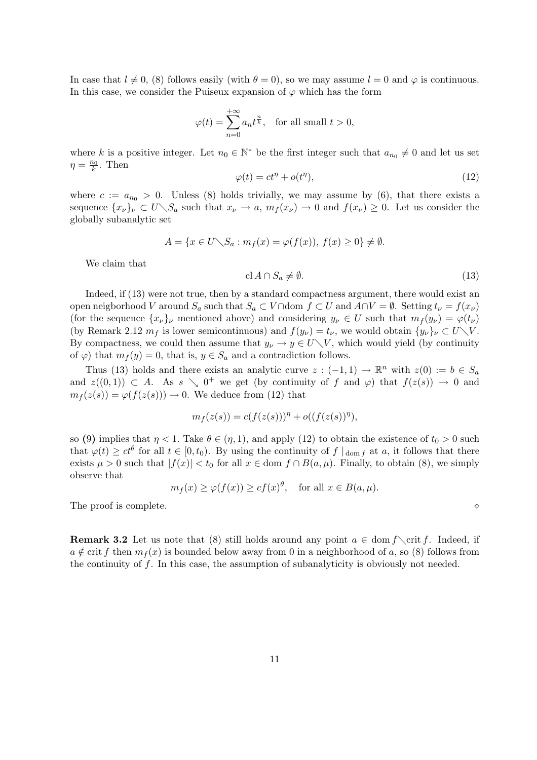In case that $l \neq 0$, (8) follows easily (with $\theta = 0$), so we may assume $l = 0$ and $\varphi$ is continuous. In this case, we consider the Puiseux expansion of $\varphi$ which has the form

$$\varphi(t) = \sum_{n=0}^{+\infty} a_n t^{\frac{n}{k}}, \quad \text{for all small } t > 0,$$

where $k$ is a positive integer. Let $n_0 \in \mathbb{N}^*$ be the first integer such that $a_{n_0} \neq 0$ and let us set $\eta = \frac{n_0}{k}$. Then

$$\varphi(t) = ct^{\eta} + o(t^{\eta}), \tag{12}$$

where $c := a_{n_0} > 0$. Unless (8) holds trivially, we may assume by (6), that there exists a sequence $\{x_\nu\}_\nu \subset U \diagdown S_a$ such that $x_\nu \to a$, $m_f(x_\nu) \to 0$ and $f(x_\nu) \geq 0$. Let us consider the globally subanalytic set

$$A = \{x \in U \diagdown S_a : m_f(x) = \varphi(f(x)),\ f(x) \geq 0\} \neq \emptyset.$$

We claim that

$$\operatorname{cl} A \cap S_a \neq \emptyset. \tag{13}$$

Indeed, if (13) were not true, then by a standard compactness argument, there would exist an open neigborhood $V$ around $S_a$ such that $S_a \subset V \cap \operatorname{dom} f \subset U$ and $A \cap V = \emptyset$. Setting $t_\nu = f(x_\nu)$ (for the sequence $\{x_\nu\}_\nu$ mentioned above) and considering $y_\nu \in U$ such that $m_f(y_\nu) = \varphi(t_\nu)$ (by Remark 2.12 $m_f$ is lower semicontinuous) and $f(y_\nu) = t_\nu$, we would obtain $\{y_\nu\}_\nu \subset U \diagdown V$. By compactness, we could then assume that $y_\nu \to y \in U \diagdown V$, which would yield (by continuity of $\varphi$) that $m_f(y) = 0$, that is, $y \in S_a$ and a contradiction follows.

Thus (13) holds and there exists an analytic curve $z : (-1, 1) \to \mathbb{R}^n$ with $z(0) := b \in S_a$ and $z((0, 1)) \subset A$. As $s \searrow 0^+$ we get (by continuity of $f$ and $\varphi$) that $f(z(s)) \to 0$ and $m_f(z(s)) = \varphi(f(z(s))) \to 0$. We deduce from (12) that

$$m_f(z(s)) = c(f(z(s)))^{\eta} + o((f(z(s))^{\eta}),$$

so (9) implies that $\eta < 1$. Take $\theta \in (\eta, 1)$, and apply (12) to obtain the existence of $t_0 > 0$ such that $\varphi(t) \geq ct^{\theta}$ for all $t \in [0, t_0)$. By using the continuity of $f\mid_{\operatorname{dom} f}$ at $a$, it follows that there exists $\mu > 0$ such that $|f(x)| < t_0$ for all $x \in \operatorname{dom} f \cap B(a, \mu)$. Finally, to obtain (8), we simply observe that

$$m_f(x) \geq \varphi(f(x)) \geq cf(x)^{\theta}, \quad \text{for all } x \in B(a, \mu).$$

The proof is complete. $\diamond$

**Remark 3.2** Let us note that (8) still holds around any point $a \in \operatorname{dom} f \diagdown \operatorname{crit} f$. Indeed, if $a \notin \operatorname{crit} f$ then $m_f(x)$ is bounded below away from 0 in a neighborhood of $a$, so (8) follows from the continuity of $f$. In this case, the assumption of subanalyticity is obviously not needed.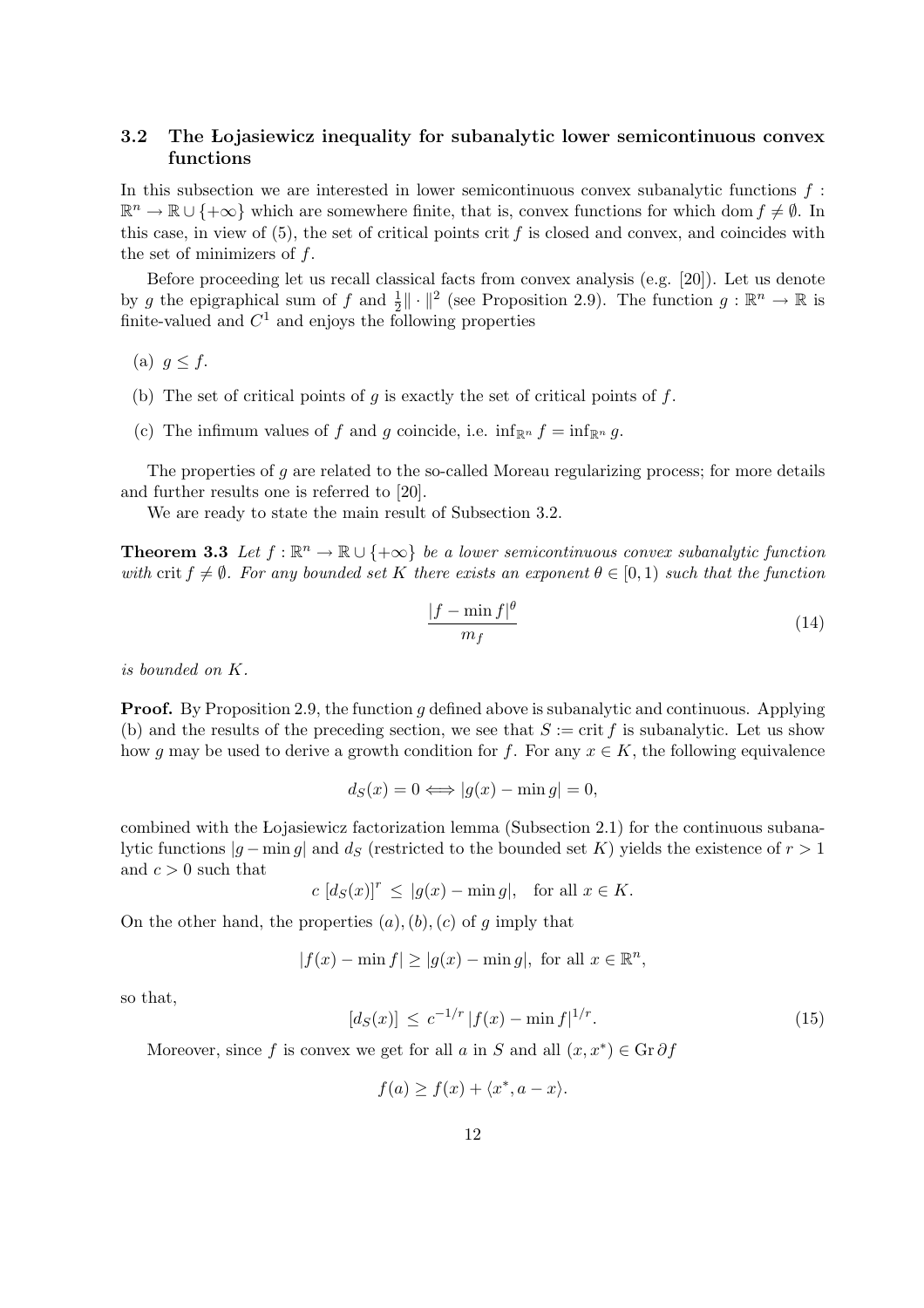### 3.2 The Łojasiewicz inequality for subanalytic lower semicontinuous convex functions

In this subsection we are interested in lower semicontinuous convex subanalytic functions $f : \mathbb{R}^n \to \mathbb{R} \cup \{+\infty\}$ which are somewhere finite, that is, convex functions for which $\operatorname{dom} f \neq \emptyset$. In this case, in view of (5), the set of critical points $\operatorname{crit} f$ is closed and convex, and coincides with the set of minimizers of $f$.

Before proceeding let us recall classical facts from convex analysis (e.g. [20]). Let us denote by $g$ the epigraphical sum of $f$ and $\frac{1}{2}\|\cdot\|^2$ (see Proposition 2.9). The function $g : \mathbb{R}^n \to \mathbb{R}$ is finite-valued and $C^1$ and enjoys the following properties

(a) $g \leq f$.

(b) The set of critical points of $g$ is exactly the set of critical points of $f$.

(c) The infimum values of $f$ and $g$ coincide, i.e. $\inf_{\mathbb{R}^n} f = \inf_{\mathbb{R}^n} g$.

The properties of $g$ are related to the so-called Moreau regularizing process; for more details and further results one is referred to [20].

We are ready to state the main result of Subsection 3.2.

**Theorem 3.3** *Let $f : \mathbb{R}^n \to \mathbb{R} \cup \{+\infty\}$ be a lower semicontinuous convex subanalytic function with $\operatorname{crit} f \neq \emptyset$. For any bounded set $K$ there exists an exponent $\theta \in [0, 1)$ such that the function*

$$\frac{|f - \min f|^\theta}{m_f} \tag{14}$$

*is bounded on $K$.*

**Proof.** By Proposition 2.9, the function $g$ defined above is subanalytic and continuous. Applying (b) and the results of the preceding section, we see that $S := \operatorname{crit} f$ is subanalytic. Let us show how $g$ may be used to derive a growth condition for $f$. For any $x \in K$, the following equivalence

$$d_S(x) = 0 \iff |g(x) - \min g| = 0,$$

combined with the Łojasiewicz factorization lemma (Subsection 2.1) for the continuous subanalytic functions $|g - \min g|$ and $d_S$ (restricted to the bounded set $K$) yields the existence of $r > 1$ and $c > 0$ such that

$$c\ [d_S(x)]^r \leq |g(x) - \min g|, \quad \text{for all } x \in K.$$

On the other hand, the properties $(a), (b), (c)$ of $g$ imply that

$$|f(x) - \min f| \geq |g(x) - \min g|, \text{ for all } x \in \mathbb{R}^n,$$

so that,

$$[d_S(x)] \leq c^{-1/r}\, |f(x) - \min f|^{1/r}. \tag{15}$$

Moreover, since $f$ is convex we get for all $a$ in $S$ and all $(x, x^*) \in \operatorname{Gr} \partial f$

$$f(a) \geq f(x) + \langle x^*, a - x \rangle.$$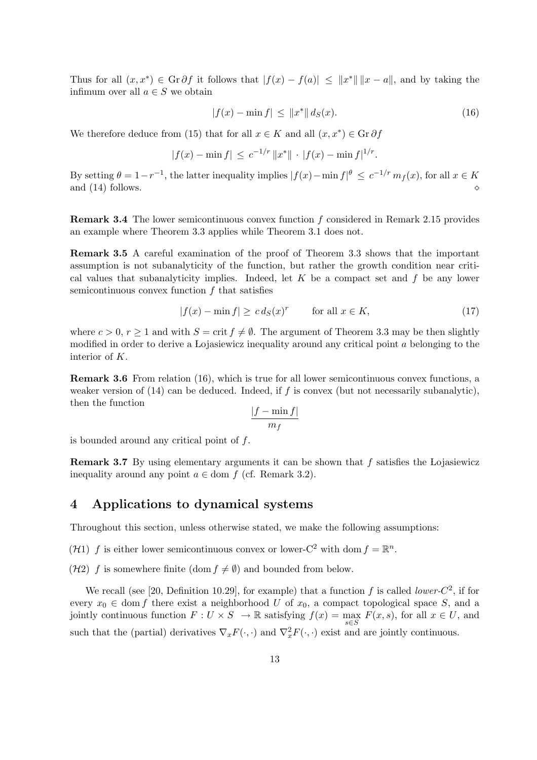Thus for all $(x, x^*) \in \operatorname{Gr} \partial f$ it follows that $|f(x) - f(a)| \leq \|x^*\| \|x - a\|$, and by taking the infimum over all $a \in S$ we obtain

$$|f(x) - \min f| \leq \|x^*\| \, d_S(x). \tag{16}$$

We therefore deduce from (15) that for all $x \in K$ and all $(x, x^*) \in \operatorname{Gr} \partial f$

$$|f(x) - \min f| \leq c^{-1/r} \|x^*\| \cdot |f(x) - \min f|^{1/r}.$$

By setting $\theta = 1 - r^{-1}$, the latter inequality implies $|f(x) - \min f|^{\theta} \leq c^{-1/r} m_f(x)$, for all $x \in K$ and (14) follows. $\diamond$

**Remark 3.4** The lower semicontinuous convex function $f$ considered in Remark 2.15 provides an example where Theorem 3.3 applies while Theorem 3.1 does not.

**Remark 3.5** A careful examination of the proof of Theorem 3.3 shows that the important assumption is not subanalyticity of the function, but rather the growth condition near critical values that subanalyticity implies. Indeed, let $K$ be a compact set and $f$ be any lower semicontinuous convex function $f$ that satisfies

$$|f(x) - \min f| \geq c \, d_S(x)^r \qquad \text{for all } x \in K, \tag{17}$$

where $c > 0$, $r \geq 1$ and with $S = \operatorname{crit} f \neq \emptyset$. The argument of Theorem 3.3 may be then slightly modified in order to derive a Łojasiewicz inequality around any critical point $a$ belonging to the interior of $K$.

**Remark 3.6** From relation (16), which is true for all lower semicontinuous convex functions, a weaker version of (14) can be deduced. Indeed, if $f$ is convex (but not necessarily subanalytic), then the function

$$\frac{|f - \min f|}{m_f}$$

is bounded around any critical point of $f$.

**Remark 3.7** By using elementary arguments it can be shown that $f$ satisfies the Łojasiewicz inequality around any point $a \in \operatorname{dom} f$ (cf. Remark 3.2).

## 4 Applications to dynamical systems

Throughout this section, unless otherwise stated, we make the following assumptions:

($\mathcal{H}1$) $f$ is either lower semicontinuous convex or lower-C$^2$ with $\operatorname{dom} f = \mathbb{R}^n$.

($\mathcal{H}2$) $f$ is somewhere finite ($\operatorname{dom} f \neq \emptyset$) and bounded from below.

We recall (see [20, Definition 10.29], for example) that a function $f$ is called *lower-$C^2$*, if for every $x_0 \in \operatorname{dom} f$ there exist a neighborhood $U$ of $x_0$, a compact topological space $S$, and a jointly continuous function $F : U \times S \to \mathbb{R}$ satisfying $f(x) = \max_{s \in S} F(x, s)$, for all $x \in U$, and such that the (partial) derivatives $\nabla_x F(\cdot, \cdot)$ and $\nabla_x^2 F(\cdot, \cdot)$ exist and are jointly continuous.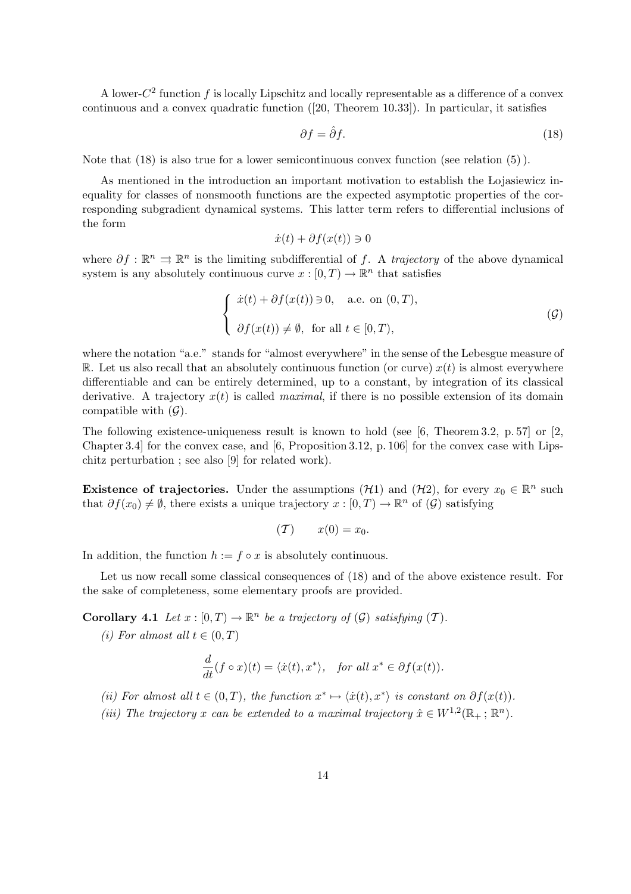A lower-$C^2$ function $f$ is locally Lipschitz and locally representable as a difference of a convex continuous and a convex quadratic function ([20, Theorem 10.33]). In particular, it satisfies

$$\partial f = \hat{\partial} f. \tag{18}$$

Note that (18) is also true for a lower semicontinuous convex function (see relation (5) ).

As mentioned in the introduction an important motivation to establish the Łojasiewicz inequality for classes of nonsmooth functions are the expected asymptotic properties of the corresponding subgradient dynamical systems. This latter term refers to differential inclusions of the form

$$\dot{x}(t) + \partial f(x(t)) \ni 0$$

where $\partial f : \mathbb{R}^n \rightrightarrows \mathbb{R}^n$ is the limiting subdifferential of $f$. A *trajectory* of the above dynamical system is any absolutely continuous curve $x : [0,T) \to \mathbb{R}^n$ that satisfies

$$\begin{cases} \dot{x}(t) + \partial f(x(t)) \ni 0, \quad \text{a.e. on } (0,T), \\[2ex] \partial f(x(t)) \neq \emptyset, \ \text{ for all } t \in [0,T), \end{cases} \tag{$\mathcal{G}$}$$

where the notation "a.e." stands for "almost everywhere" in the sense of the Lebesgue measure of $\mathbb{R}$. Let us also recall that an absolutely continuous function (or curve) $x(t)$ is almost everywhere differentiable and can be entirely determined, up to a constant, by integration of its classical derivative. A trajectory $x(t)$ is called *maximal*, if there is no possible extension of its domain compatible with $(\mathcal{G})$.

The following existence-uniqueness result is known to hold (see [6, Theorem 3.2, p. 57] or [2, Chapter 3.4] for the convex case, and [6, Proposition 3.12, p. 106] for the convex case with Lipschitz perturbation ; see also [9] for related work).

**Existence of trajectories.** Under the assumptions $(\mathcal{H}1)$ and $(\mathcal{H}2)$, for every $x_0 \in \mathbb{R}^n$ such that $\partial f(x_0) \neq \emptyset$, there exists a unique trajectory $x : [0,T) \to \mathbb{R}^n$ of $(\mathcal{G})$ satisfying

$$(\mathcal{T}) \qquad x(0) = x_0.$$

In addition, the function $h := f \circ x$ is absolutely continuous.

Let us now recall some classical consequences of (18) and of the above existence result. For the sake of completeness, some elementary proofs are provided.

**Corollary 4.1** *Let $x : [0,T) \to \mathbb{R}^n$ be a trajectory of $(\mathcal{G})$ satisfying $(\mathcal{T})$.*

*(i) For almost all $t \in (0,T)$*

$$\frac{d}{dt}(f \circ x)(t) = \langle \dot{x}(t), x^* \rangle, \quad \text{for all } x^* \in \partial f(x(t)).$$

*(ii) For almost all $t \in (0,T)$, the function $x^* \mapsto \langle \dot{x}(t), x^* \rangle$ is constant on $\partial f(x(t))$.*

*(iii) The trajectory $x$ can be extended to a maximal trajectory $\hat{x} \in W^{1,2}(\mathbb{R}_+ ; \mathbb{R}^n)$.*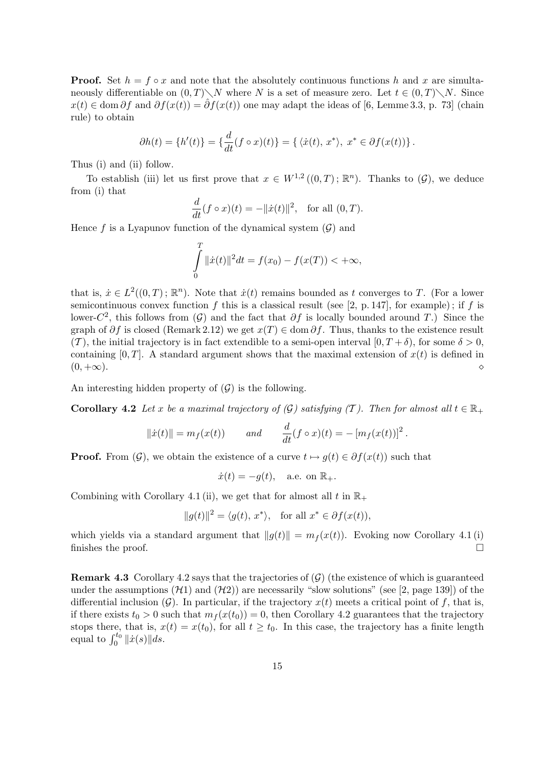**Proof.** Set $h = f \circ x$ and note that the absolutely continuous functions $h$ and $x$ are simultaneously differentiable on $(0,T)\setminus N$ where $N$ is a set of measure zero. Let $t \in (0,T)\setminus N$. Since $x(t) \in \operatorname{dom}\partial f$ and $\partial f(x(t)) = \hat{\partial} f(x(t))$ one may adapt the ideas of [6, Lemme 3.3, p. 73] (chain rule) to obtain

$$\partial h(t) = \{h'(t)\} = \{\frac{d}{dt}(f \circ x)(t)\} = \{\, \langle \dot{x}(t),\, x^* \rangle,\ x^* \in \partial f(x(t))\}\,.$$

Thus (i) and (ii) follow.

To establish (iii) let us first prove that $x \in W^{1,2}\left((0,T)\,;\mathbb{R}^n\right)$. Thanks to $(\mathcal{G})$, we deduce from (i) that

$$\frac{d}{dt}(f \circ x)(t) = -\|\dot{x}(t)\|^2, \quad \text{for all } (0,T).$$

Hence $f$ is a Lyapunov function of the dynamical system $(\mathcal{G})$ and

$$\int_0^T \|\dot{x}(t)\|^2 dt = f(x_0) - f(x(T)) < +\infty,$$

that is, $\dot{x} \in L^2((0,T)\,;\mathbb{R}^n)$. Note that $\dot{x}(t)$ remains bounded as $t$ converges to $T$. (For a lower semicontinuous convex function $f$ this is a classical result (see [2, p. 147], for example); if $f$ is lower-$C^2$, this follows from $(\mathcal{G})$ and the fact that $\partial f$ is locally bounded around $T$.) Since the graph of $\partial f$ is closed (Remark 2.12) we get $x(T) \in \operatorname{dom}\partial f$. Thus, thanks to the existence result $(\mathcal{T})$, the initial trajectory is in fact extendible to a semi-open interval $[0, T+\delta)$, for some $\delta > 0$, containing $[0,T]$. A standard argument shows that the maximal extension of $x(t)$ is defined in $(0,+\infty)$. $\diamond$

An interesting hidden property of $(\mathcal{G})$ is the following.

**Corollary 4.2** *Let $x$ be a maximal trajectory of $(\mathcal{G})$ satisfying $(\mathcal{T})$. Then for almost all $t \in \mathbb{R}_+$*

$$\|\dot{x}(t)\| = m_f(x(t)) \qquad \text{and} \qquad \frac{d}{dt}(f \circ x)(t) = -\left[m_f(x(t))\right]^2.$$

**Proof.** From $(\mathcal{G})$, we obtain the existence of a curve $t \mapsto g(t) \in \partial f(x(t))$ such that

$$\dot{x}(t) = -g(t), \quad \text{a.e. on } \mathbb{R}_+.$$

Combining with Corollary 4.1 (ii), we get that for almost all $t$ in $\mathbb{R}_+$

$$\|g(t)\|^2 = \langle g(t),\, x^* \rangle, \quad \text{for all } x^* \in \partial f(x(t)),$$

which yields via a standard argument that $\|g(t)\| = m_f(x(t))$. Evoking now Corollary 4.1 (i) finishes the proof. $\square$

**Remark 4.3** Corollary 4.2 says that the trajectories of $(\mathcal{G})$ (the existence of which is guaranteed under the assumptions $(\mathcal{H}1)$ and $(\mathcal{H}2)$) are necessarily "slow solutions" (see [2, page 139]) of the differential inclusion $(\mathcal{G})$. In particular, if the trajectory $x(t)$ meets a critical point of $f$, that is, if there exists $t_0 > 0$ such that $m_f(x(t_0)) = 0$, then Corollary 4.2 guarantees that the trajectory stops there, that is, $x(t) = x(t_0)$, for all $t \geq t_0$. In this case, the trajectory has a finite length equal to $\int_0^{t_0} \|\dot{x}(s)\| ds$.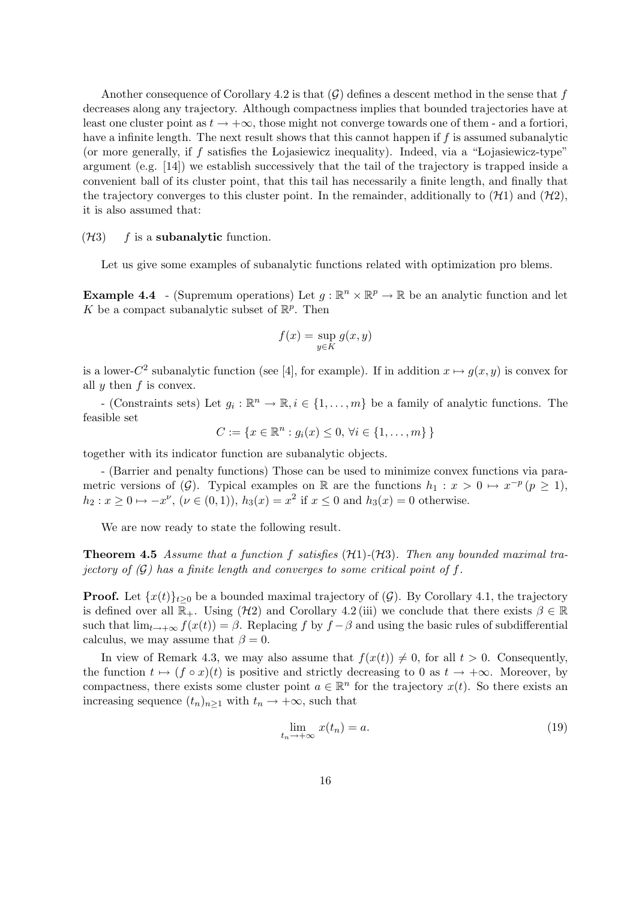Another consequence of Corollary 4.2 is that $(\mathcal{G})$ defines a descent method in the sense that $f$ decreases along any trajectory. Although compactness implies that bounded trajectories have at least one cluster point as $t \to +\infty$, those might not converge towards one of them - and a fortiori, have a infinite length. The next result shows that this cannot happen if $f$ is assumed subanalytic (or more generally, if $f$ satisfies the Łojasiewicz inequality). Indeed, via a "Łojasiewicz-type" argument (e.g. [14]) we establish successively that the tail of the trajectory is trapped inside a convenient ball of its cluster point, that this tail has necessarily a finite length, and finally that the trajectory converges to this cluster point. In the remainder, additionally to $(\mathcal{H}1)$ and $(\mathcal{H}2)$, it is also assumed that:

$(\mathcal{H}3)$ $\quad f$ is a **subanalytic** function.

Let us give some examples of subanalytic functions related with optimization pro blems.

**Example 4.4** - (Supremum operations) Let $g : \mathbb{R}^n \times \mathbb{R}^p \to \mathbb{R}$ be an analytic function and let $K$ be a compact subanalytic subset of $\mathbb{R}^p$. Then

$$f(x) = \sup_{y \in K} g(x, y)$$

is a lower-$C^2$ subanalytic function (see [4], for example). If in addition $x \mapsto g(x, y)$ is convex for all $y$ then $f$ is convex.

- (Constraints sets) Let $g_i : \mathbb{R}^n \to \mathbb{R}, i \in \{1, \ldots, m\}$ be a family of analytic functions. The feasible set

$$C := \{x \in \mathbb{R}^n : g_i(x) \leq 0, \, \forall i \in \{1, \ldots, m\}\}$$

together with its indicator function are subanalytic objects.

- (Barrier and penalty functions) Those can be used to minimize convex functions via parametric versions of $(\mathcal{G})$. Typical examples on $\mathbb{R}$ are the functions $h_1 : x > 0 \mapsto x^{-p}\, (p \geq 1)$, $h_2 : x \geq 0 \mapsto -x^{\nu}$, $(\nu \in (0, 1))$, $h_3(x) = x^2$ if $x \leq 0$ and $h_3(x) = 0$ otherwise.

We are now ready to state the following result.

**Theorem 4.5** *Assume that a function $f$ satisfies $(\mathcal{H}1)$-$(\mathcal{H}3)$. Then any bounded maximal trajectory of $(\mathcal{G})$ has a finite length and converges to some critical point of $f$.*

**Proof.** Let $\{x(t)\}_{t \geq 0}$ be a bounded maximal trajectory of $(\mathcal{G})$. By Corollary 4.1, the trajectory is defined over all $\mathbb{R}_+$. Using $(\mathcal{H}2)$ and Corollary 4.2 (iii) we conclude that there exists $\beta \in \mathbb{R}$ such that $\lim_{t \to +\infty} f(x(t)) = \beta$. Replacing $f$ by $f - \beta$ and using the basic rules of subdifferential calculus, we may assume that $\beta = 0$.

In view of Remark 4.3, we may also assume that $f(x(t)) \neq 0$, for all $t > 0$. Consequently, the function $t \mapsto (f \circ x)(t)$ is positive and strictly decreasing to 0 as $t \to +\infty$. Moreover, by compactness, there exists some cluster point $a \in \mathbb{R}^n$ for the trajectory $x(t)$. So there exists an increasing sequence $(t_n)_{n \geq 1}$ with $t_n \to +\infty$, such that

$$\lim_{t_n \to +\infty} x(t_n) = a. \tag{19}$$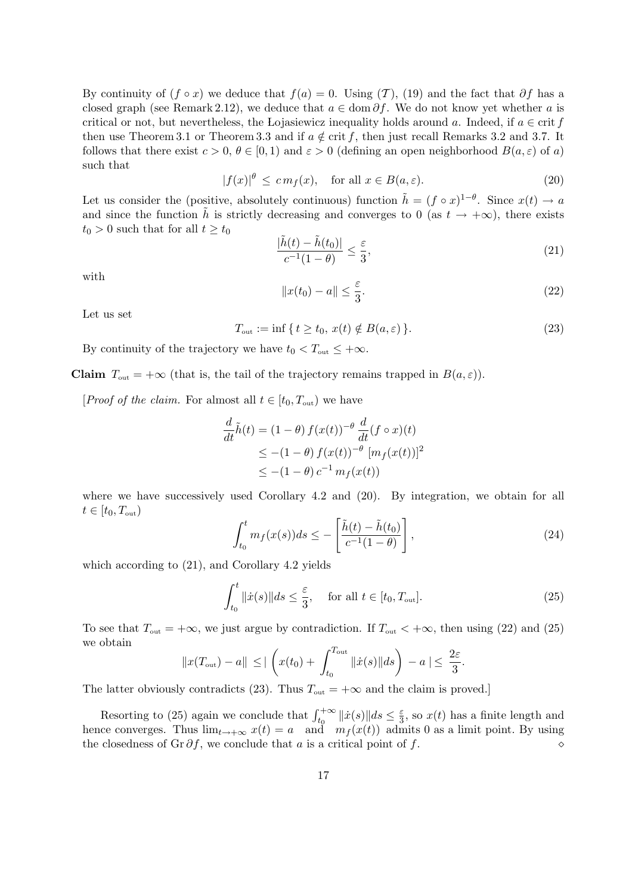By continuity of $(f \circ x)$ we deduce that $f(a) = 0$. Using $(\mathcal{T})$, (19) and the fact that $\partial f$ has a closed graph (see Remark 2.12), we deduce that $a \in \operatorname{dom} \partial f$. We do not know yet whether $a$ is critical or not, but nevertheless, the Łojasiewicz inequality holds around $a$. Indeed, if $a \in \operatorname{crit} f$ then use Theorem 3.1 or Theorem 3.3 and if $a \notin \operatorname{crit} f$, then just recall Remarks 3.2 and 3.7. It follows that there exist $c > 0$, $\theta \in [0, 1)$ and $\varepsilon > 0$ (defining an open neighborhood $B(a, \varepsilon)$ of $a$) such that

$$|f(x)|^{\theta} \leq c\, m_f(x), \quad \text{for all } x \in B(a, \varepsilon). \tag{20}$$

Let us consider the (positive, absolutely continuous) function $\tilde{h} = (f \circ x)^{1-\theta}$. Since $x(t) \to a$ and since the function $\tilde{h}$ is strictly decreasing and converges to 0 (as $t \to +\infty$), there exists $t_0 > 0$ such that for all $t \geq t_0$

$$\frac{|\tilde{h}(t) - \tilde{h}(t_0)|}{c^{-1}(1-\theta)} \leq \frac{\varepsilon}{3}, \tag{21}$$

with

$$\|x(t_0) - a\| \leq \frac{\varepsilon}{3}. \tag{22}$$

Let us set

$$T_{\text{out}} := \inf \{\, t \geq t_0,\ x(t) \notin B(a, \varepsilon)\,\}. \tag{23}$$

By continuity of the trajectory we have $t_0 < T_{\text{out}} \leq +\infty$.

**Claim** $T_{\text{out}} = +\infty$ (that is, the tail of the trajectory remains trapped in $B(a, \varepsilon)$).

[*Proof of the claim.* For almost all $t \in [t_0, T_{\text{out}})$ we have

$$\begin{aligned}
\frac{d}{dt}\tilde{h}(t) &= (1-\theta)\, f(x(t))^{-\theta}\, \frac{d}{dt}(f \circ x)(t) \\
&\leq -(1-\theta)\, f(x(t))^{-\theta}\, [m_f(x(t))]^2 \\
&\leq -(1-\theta)\, c^{-1}\, m_f(x(t))
\end{aligned}$$

where we have successively used Corollary 4.2 and (20). By integration, we obtain for all $t \in [t_0, T_{\text{out}})$

$$\int_{t_0}^{t} m_f(x(s))ds \leq -\left[\frac{\tilde{h}(t) - \tilde{h}(t_0)}{c^{-1}(1-\theta)}\right], \tag{24}$$

which according to (21), and Corollary 4.2 yields

$$\int_{t_0}^{t} \|\dot{x}(s)\| ds \leq \frac{\varepsilon}{3}, \quad \text{for all } t \in [t_0, T_{\text{out}}]. \tag{25}$$

To see that $T_{\text{out}} = +\infty$, we just argue by contradiction. If $T_{\text{out}} < +\infty$, then using (22) and (25) we obtain

$$\|x(T_{\text{out}}) - a\| \leq \left| \left( x(t_0) + \int_{t_0}^{T_{\text{out}}} \|\dot{x}(s)\| ds \right) - a \,\right| \leq \frac{2\varepsilon}{3}.$$

The latter obviously contradicts (23). Thus $T_{\text{out}} = +\infty$ and the claim is proved.]

Resorting to (25) again we conclude that $\int_{t_0}^{+\infty} \|\dot{x}(s)\| ds \leq \frac{\varepsilon}{3}$, so $x(t)$ has a finite length and hence converges. Thus $\lim_{t \to +\infty} x(t) = a$ and $m_f(x(t))$ admits 0 as a limit point. By using the closedness of $\operatorname{Gr} \partial f$, we conclude that $a$ is a critical point of $f$. $\diamond$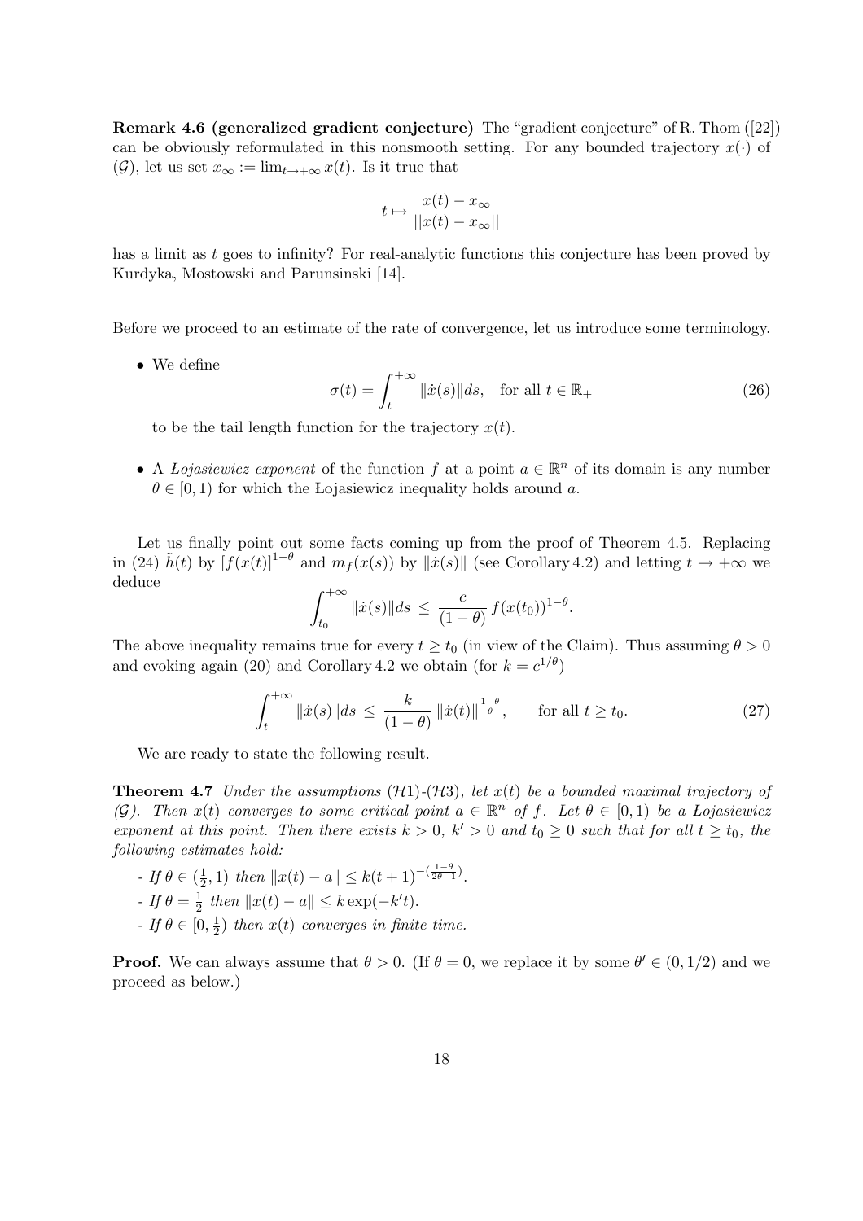**Remark 4.6 (generalized gradient conjecture)** The "gradient conjecture" of R. Thom ([22]) can be obviously reformulated in this nonsmooth setting. For any bounded trajectory $x(\cdot)$ of $(\mathcal{G})$, let us set $x_\infty := \lim_{t\to+\infty} x(t)$. Is it true that

$$t \mapsto \frac{x(t) - x_\infty}{||x(t) - x_\infty||}$$

has a limit as $t$ goes to infinity? For real-analytic functions this conjecture has been proved by Kurdyka, Mostowski and Parunsinski [14].

Before we proceed to an estimate of the rate of convergence, let us introduce some terminology.

- We define
$$\sigma(t) = \int_t^{+\infty} \|\dot{x}(s)\| ds, \quad \text{for all } t \in \mathbb{R}_+ \tag{26}$$
to be the tail length function for the trajectory $x(t)$.

- A *Łojasiewicz exponent* of the function $f$ at a point $a \in \mathbb{R}^n$ of its domain is any number $\theta \in [0, 1)$ for which the Łojasiewicz inequality holds around $a$.

Let us finally point out some facts coming up from the proof of Theorem 4.5. Replacing in (24) $\tilde{h}(t)$ by $[f(x(t)]^{1-\theta}$ and $m_f(x(s))$ by $\|\dot{x}(s)\|$ (see Corollary 4.2) and letting $t \to +\infty$ we deduce

$$\int_{t_0}^{+\infty} \|\dot{x}(s)\| ds \le \frac{c}{(1-\theta)} f(x(t_0))^{1-\theta}.$$

The above inequality remains true for every $t \ge t_0$ (in view of the Claim). Thus assuming $\theta > 0$ and evoking again (20) and Corollary 4.2 we obtain (for $k = c^{1/\theta}$)

$$\int_t^{+\infty} \|\dot{x}(s)\| ds \le \frac{k}{(1-\theta)} \|\dot{x}(t)\|^{\frac{1-\theta}{\theta}}, \qquad \text{for all } t \ge t_0. \tag{27}$$

We are ready to state the following result.

**Theorem 4.7** *Under the assumptions* $(\mathcal{H}1)$-$(\mathcal{H}3)$*, let* $x(t)$ *be a bounded maximal trajectory of* $(\mathcal{G})$*. Then* $x(t)$ *converges to some critical point* $a \in \mathbb{R}^n$ *of* $f$*. Let* $\theta \in [0, 1)$ *be a Łojasiewicz exponent at this point. Then there exists* $k > 0$*,* $k' > 0$ *and* $t_0 \ge 0$ *such that for all* $t \ge t_0$*, the following estimates hold:*

- *If* $\theta \in (\frac{1}{2}, 1)$ *then* $\|x(t) - a\| \le k(t+1)^{-(\frac{1-\theta}{2\theta-1})}$.
- *If* $\theta = \frac{1}{2}$ *then* $\|x(t) - a\| \le k \exp(-k't)$.
- *If* $\theta \in [0, \frac{1}{2})$ *then* $x(t)$ *converges in finite time.*

**Proof.** We can always assume that $\theta > 0$. (If $\theta = 0$, we replace it by some $\theta' \in (0, 1/2)$ and we proceed as below.)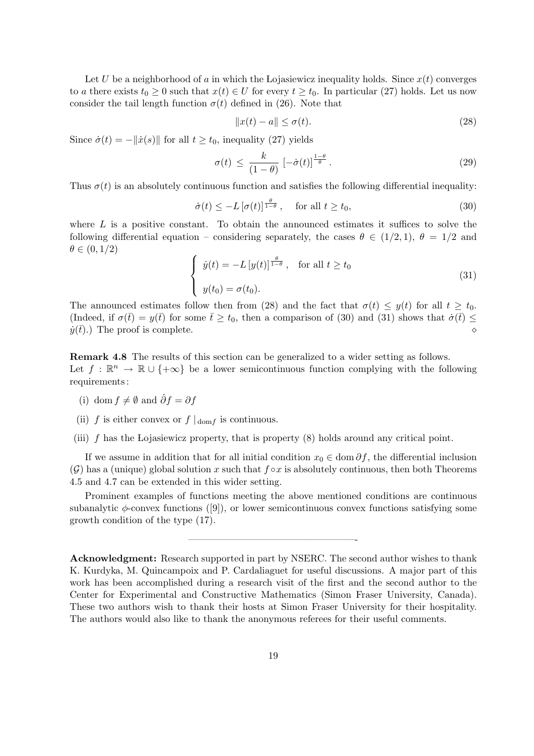Let $U$ be a neighborhood of $a$ in which the Łojasiewicz inequality holds. Since $x(t)$ converges to $a$ there exists $t_0 \geq 0$ such that $x(t) \in U$ for every $t \geq t_0$. In particular (27) holds. Let us now consider the tail length function $\sigma(t)$ defined in (26). Note that

$$\|x(t) - a\| \leq \sigma(t). \tag{28}$$

Since $\dot{\sigma}(t) = -\|\dot{x}(s)\|$ for all $t \geq t_0$, inequality (27) yields

$$\sigma(t) \leq \frac{k}{(1-\theta)} \left[-\dot{\sigma}(t)\right]^{\frac{1-\theta}{\theta}}. \tag{29}$$

Thus $\sigma(t)$ is an absolutely continuous function and satisfies the following differential inequality:

$$\dot{\sigma}(t) \leq -L \left[\sigma(t)\right]^{\frac{\theta}{1-\theta}}, \quad \text{for all } t \geq t_0, \tag{30}$$

where $L$ is a positive constant. To obtain the announced estimates it suffices to solve the following differential equation – considering separately, the cases $\theta \in (1/2, 1)$, $\theta = 1/2$ and $\theta \in (0, 1/2)$

$$\begin{cases} \dot{y}(t) = -L \left[y(t)\right]^{\frac{\theta}{1-\theta}}, \quad \text{for all } t \geq t_0 \\ \\ y(t_0) = \sigma(t_0). \end{cases} \tag{31}$$

The announced estimates follow then from (28) and the fact that $\sigma(t) \leq y(t)$ for all $t \geq t_0$. (Indeed, if $\sigma(\bar{t}) = y(\bar{t})$ for some $\bar{t} \geq t_0$, then a comparison of (30) and (31) shows that $\dot{\sigma}(\bar{t}) \leq \dot{y}(\bar{t})$.) The proof is complete. $\diamond$

**Remark 4.8** The results of this section can be generalized to a wider setting as follows. Let $f : \mathbb{R}^n \to \mathbb{R} \cup \{+\infty\}$ be a lower semicontinuous function complying with the following requirements:

(i) $\operatorname{dom} f \neq \emptyset$ and $\hat{\partial} f = \partial f$

(ii) $f$ is either convex or $f\,|_{\operatorname{dom} f}$ is continuous.

(iii) $f$ has the Łojasiewicz property, that is property (8) holds around any critical point.

If we assume in addition that for all initial condition $x_0 \in \operatorname{dom} \partial f$, the differential inclusion $(\mathcal{G})$ has a (unique) global solution $x$ such that $f \circ x$ is absolutely continuous, then both Theorems 4.5 and 4.7 can be extended in this wider setting.

Prominent examples of functions meeting the above mentioned conditions are continuous subanalytic $\phi$-convex functions ([9]), or lower semicontinuous convex functions satisfying some growth condition of the type (17).

---

**Acknowledgment:** Research supported in part by NSERC. The second author wishes to thank K. Kurdyka, M. Quincampoix and P. Cardaliaguet for useful discussions. A major part of this work has been accomplished during a research visit of the first and the second author to the Center for Experimental and Constructive Mathematics (Simon Fraser University, Canada). These two authors wish to thank their hosts at Simon Fraser University for their hospitality. The authors would also like to thank the anonymous referees for their useful comments.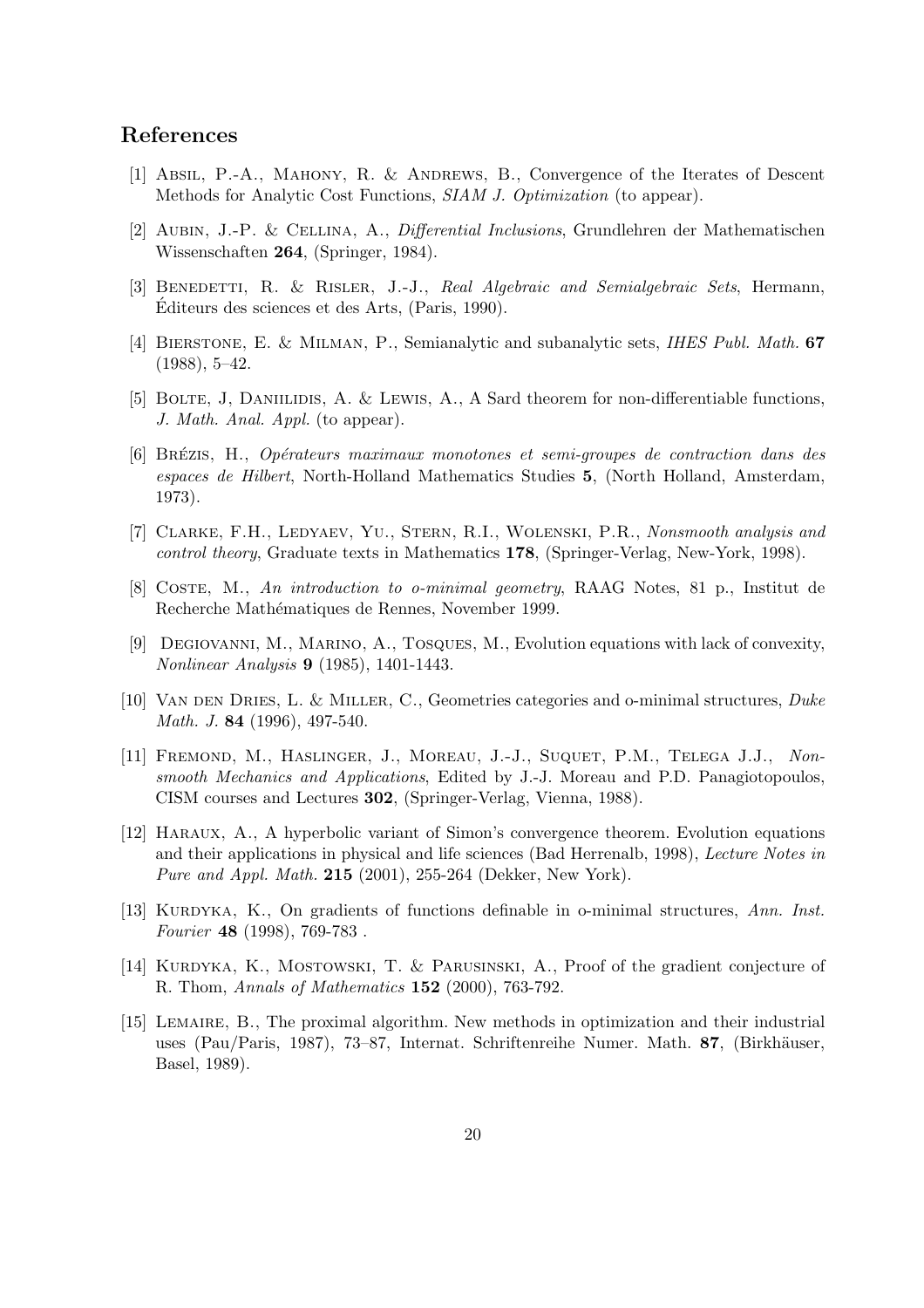## References

[1] Absil, P.-A., Mahony, R. & Andrews, B., Convergence of the Iterates of Descent Methods for Analytic Cost Functions, *SIAM J. Optimization* (to appear).

[2] Aubin, J.-P. & Cellina, A., *Differential Inclusions*, Grundlehren der Mathematischen Wissenschaften **264**, (Springer, 1984).

[3] Benedetti, R. & Risler, J.-J., *Real Algebraic and Semialgebraic Sets*, Hermann, Éditeurs des sciences et des Arts, (Paris, 1990).

[4] Bierstone, E. & Milman, P., Semianalytic and subanalytic sets, *IHES Publ. Math.* **67** (1988), 5–42.

[5] Bolte, J, Daniilidis, A. & Lewis, A., A Sard theorem for non-differentiable functions, *J. Math. Anal. Appl.* (to appear).

[6] Brézis, H., *Opérateurs maximaux monotones et semi-groupes de contraction dans des espaces de Hilbert*, North-Holland Mathematics Studies **5**, (North Holland, Amsterdam, 1973).

[7] Clarke, F.H., Ledyaev, Yu., Stern, R.I., Wolenski, P.R., *Nonsmooth analysis and control theory*, Graduate texts in Mathematics **178**, (Springer-Verlag, New-York, 1998).

[8] Coste, M., *An introduction to o-minimal geometry*, RAAG Notes, 81 p., Institut de Recherche Mathématiques de Rennes, November 1999.

[9] Degiovanni, M., Marino, A., Tosques, M., Evolution equations with lack of convexity, *Nonlinear Analysis* **9** (1985), 1401-1443.

[10] Van den Dries, L. & Miller, C., Geometries categories and o-minimal structures, *Duke Math. J.* **84** (1996), 497-540.

[11] Fremond, M., Haslinger, J., Moreau, J.-J., Suquet, P.M., Telega J.J., *Nonsmooth Mechanics and Applications*, Edited by J.-J. Moreau and P.D. Panagiotopoulos, CISM courses and Lectures **302**, (Springer-Verlag, Vienna, 1988).

[12] Haraux, A., A hyperbolic variant of Simon's convergence theorem. Evolution equations and their applications in physical and life sciences (Bad Herrenalb, 1998), *Lecture Notes in Pure and Appl. Math.* **215** (2001), 255-264 (Dekker, New York).

[13] Kurdyka, K., On gradients of functions definable in o-minimal structures, *Ann. Inst. Fourier* **48** (1998), 769-783 .

[14] Kurdyka, K., Mostowski, T. & Parusinski, A., Proof of the gradient conjecture of R. Thom, *Annals of Mathematics* **152** (2000), 763-792.

[15] Lemaire, B., The proximal algorithm. New methods in optimization and their industrial uses (Pau/Paris, 1987), 73–87, Internat. Schriftenreihe Numer. Math. **87**, (Birkhäuser, Basel, 1989).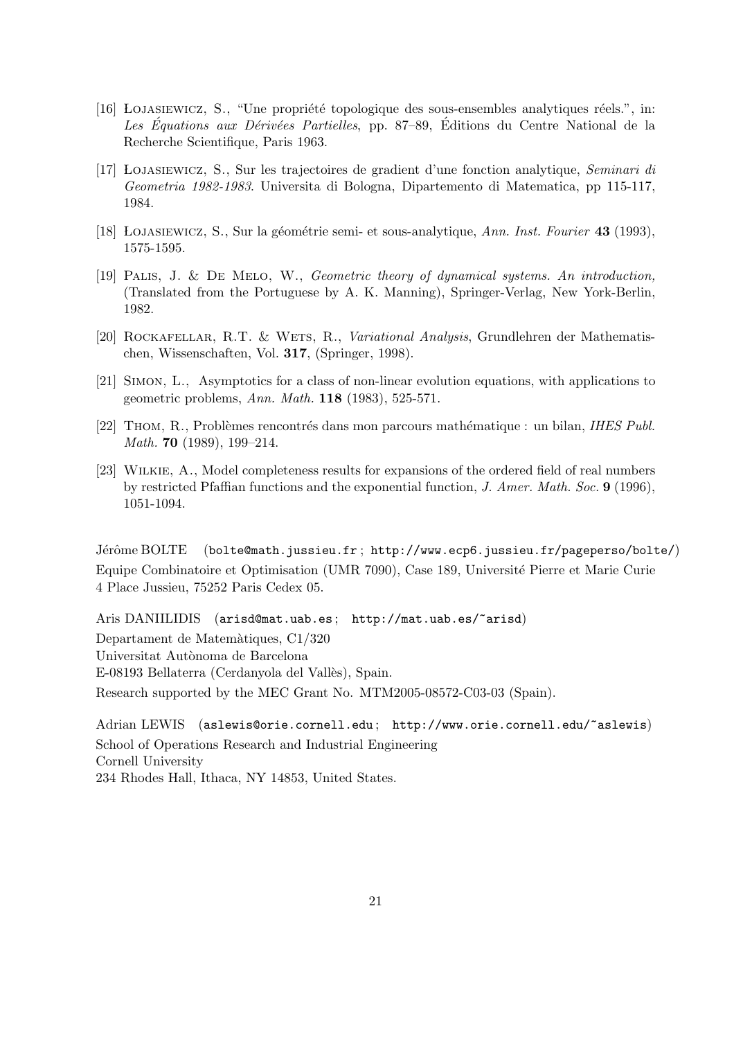[16] Lojasiewicz, S., "Une propriété topologique des sous-ensembles analytiques réels.", in: *Les Équations aux Dérivées Partielles*, pp. 87–89, Éditions du Centre National de la Recherche Scientifique, Paris 1963.

[17] Lojasiewicz, S., Sur les trajectoires de gradient d'une fonction analytique, *Seminari di Geometria 1982-1983*. Universita di Bologna, Dipartemento di Matematica, pp 115-117, 1984.

[18] Lojasiewicz, S., Sur la géométrie semi- et sous-analytique, *Ann. Inst. Fourier* **43** (1993), 1575-1595.

[19] Palis, J. & De Melo, W., *Geometric theory of dynamical systems. An introduction,* (Translated from the Portuguese by A. K. Manning), Springer-Verlag, New York-Berlin, 1982.

[20] Rockafellar, R.T. & Wets, R., *Variational Analysis*, Grundlehren der Mathematischen, Wissenschaften, Vol. **317**, (Springer, 1998).

[21] Simon, L., Asymptotics for a class of non-linear evolution equations, with applications to geometric problems, *Ann. Math.* **118** (1983), 525-571.

[22] Thom, R., Problèmes rencontrés dans mon parcours mathématique : un bilan, *IHES Publ. Math.* **70** (1989), 199–214.

[23] Wilkie, A., Model completeness results for expansions of the ordered field of real numbers by restricted Pfaffian functions and the exponential function, *J. Amer. Math. Soc.* **9** (1996), 1051-1094.

Jérôme BOLTE (bolte@math.jussieu.fr ; http://www.ecp6.jussieu.fr/pageperso/bolte/)
Equipe Combinatoire et Optimisation (UMR 7090), Case 189, Université Pierre et Marie Curie
4 Place Jussieu, 75252 Paris Cedex 05.

Aris DANIILIDIS (arisd@mat.uab.es ; http://mat.uab.es/~arisd)
Departament de Matemàtiques, C1/320
Universitat Autònoma de Barcelona
E-08193 Bellaterra (Cerdanyola del Vallès), Spain.
Research supported by the MEC Grant No. MTM2005-08572-C03-03 (Spain).

Adrian LEWIS (aslewis@orie.cornell.edu ; http://www.orie.cornell.edu/~aslewis)
School of Operations Research and Industrial Engineering
Cornell University
234 Rhodes Hall, Ithaca, NY 14853, United States.